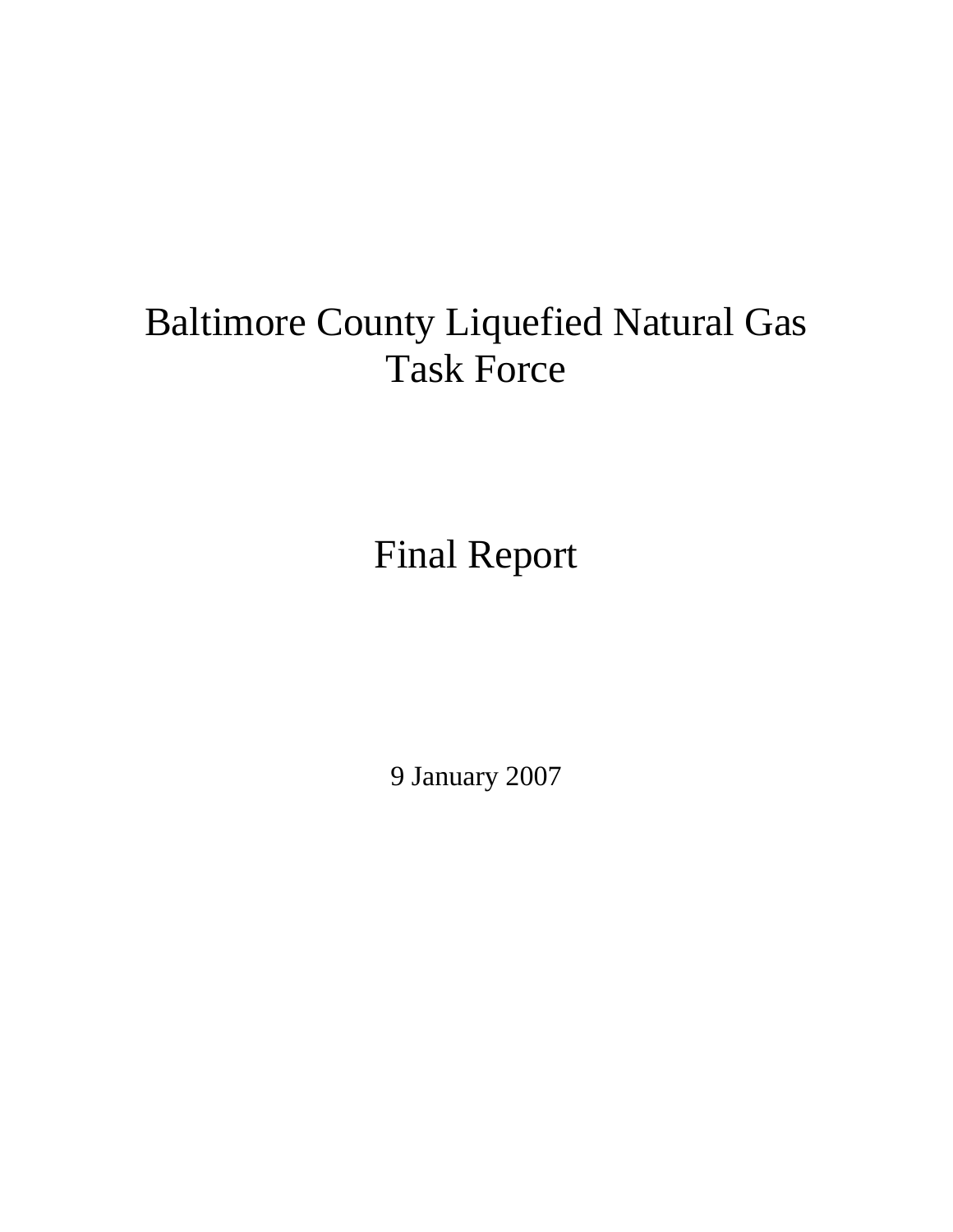# Baltimore County Liquefied Natural Gas Task Force

## Final Report

9 January 2007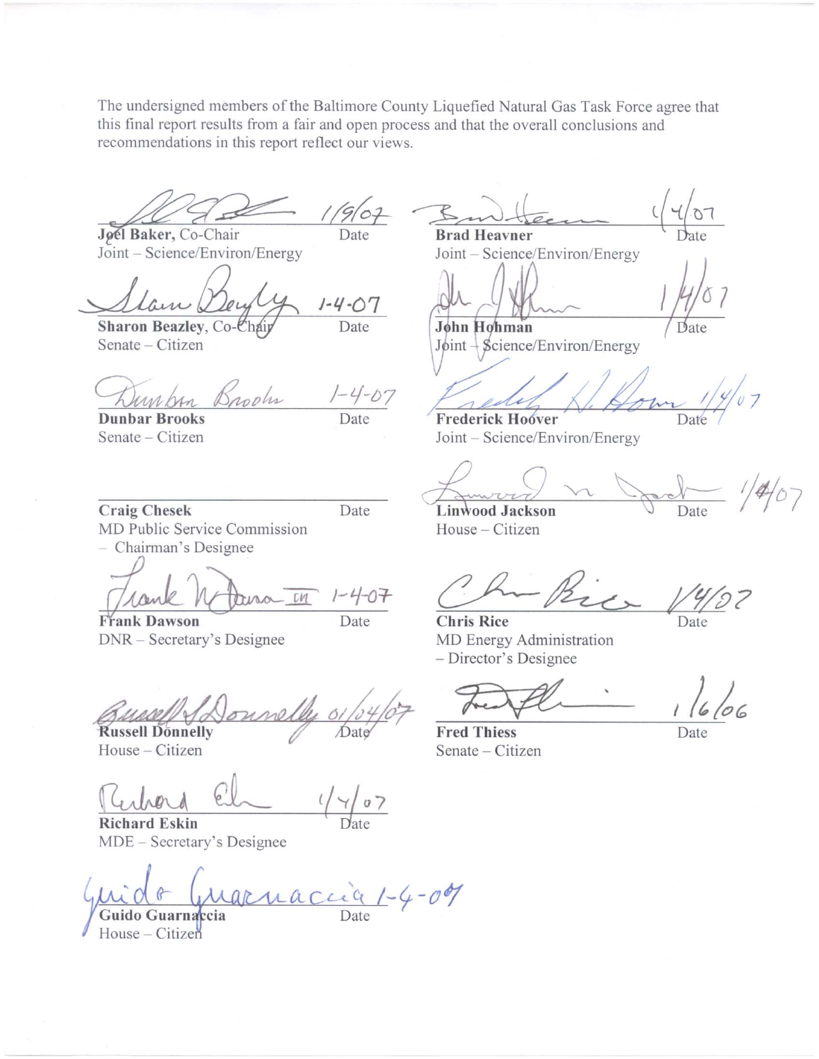The undersigned members of the Baltimore County Liquefied Natural Gas Task Force agree that this final report results from a fair and open process and that the overall conclusions and recommendations in this report reflect our views.

| Signature | Date | Signature | Date |
|---|---|---|---|
| **Joel Baker**, Co-Chair<br>Joint – Science/Environ/Energy | 1/9/07 | **Brad Heavner**<br>Joint – Science/Environ/Energy | 1/4/07 |
| **Sharon Beazley**, Co-Chair<br>Senate – Citizen | 1-4-07 | **John Hohman**<br>Joint – Science/Environ/Energy | 1/4/07 |
| **Dunbar Brooks**<br>Senate – Citizen | 1-4-07 | **Frederick Hoover**<br>Joint – Science/Environ/Energy | 1/4/07 |
| **Craig Chesek**<br>MD Public Service Commission – Chairman's Designee | | **Linwood Jackson**<br>House – Citizen | 1/4/07 |
| **Frank Dawson**<br>DNR – Secretary's Designee | 1-4-07 | **Chris Rice**<br>MD Energy Administration – Director's Designee | 1/4/07 |
| **Russell Donnelly**<br>House – Citizen | 01/04/07 | **Fred Thiess**<br>Senate – Citizen | 1/6/06 |
| **Richard Eskin**<br>MDE – Secretary's Designee | 1/4/07 | | |
| **Guido Guarnaccia**<br>House – Citizen | 1-4-07 | | |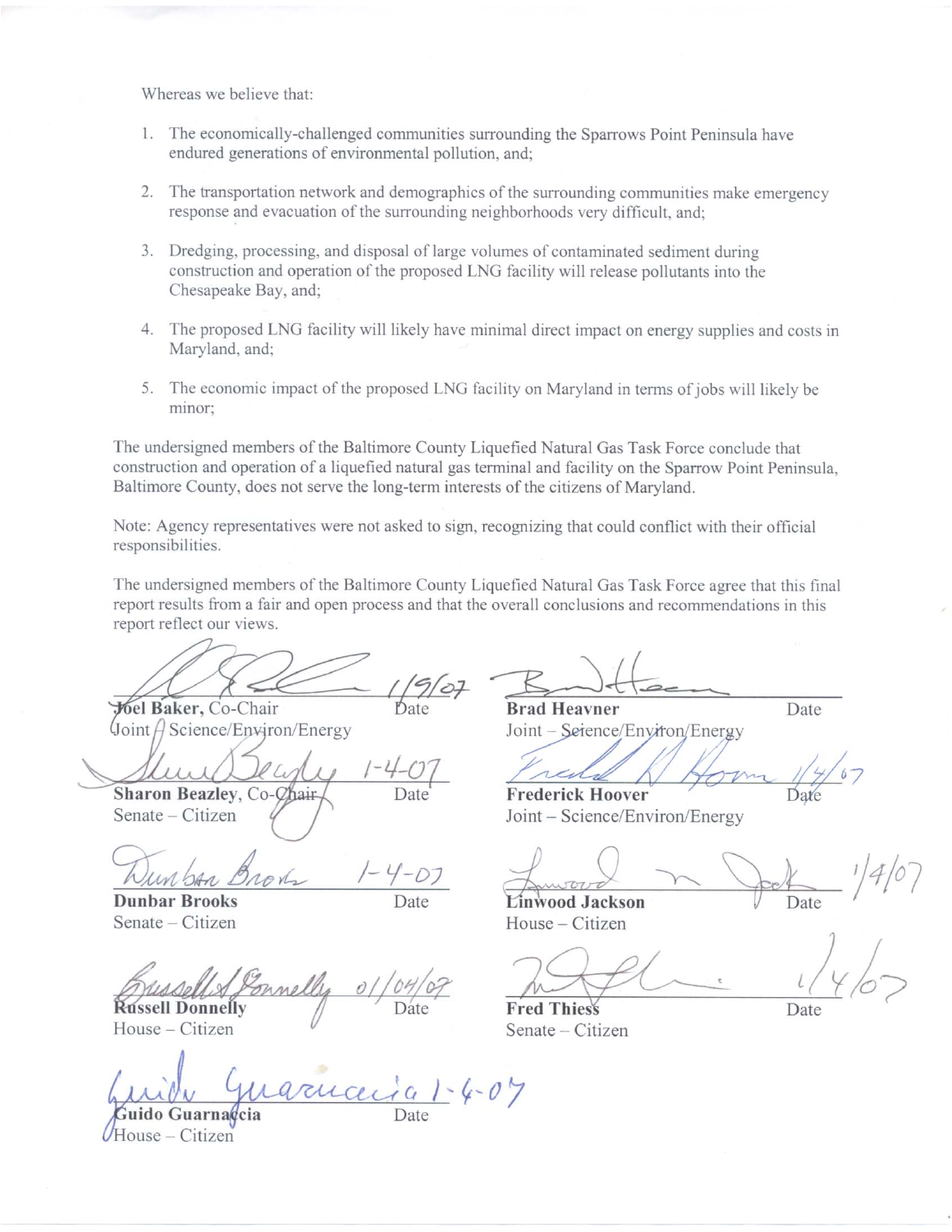Whereas we believe that:

1. The economically-challenged communities surrounding the Sparrows Point Peninsula have endured generations of environmental pollution, and;
2. The transportation network and demographics of the surrounding communities make emergency response and evacuation of the surrounding neighborhoods very difficult, and;
3. Dredging, processing, and disposal of large volumes of contaminated sediment during construction and operation of the proposed LNG facility will release pollutants into the Chesapeake Bay, and;
4. The proposed LNG facility will likely have minimal direct impact on energy supplies and costs in Maryland, and;
5. The economic impact of the proposed LNG facility on Maryland in terms of jobs will likely be minor;

The undersigned members of the Baltimore County Liquefied Natural Gas Task Force conclude that construction and operation of a liquefied natural gas terminal and facility on the Sparrow Point Peninsula, Baltimore County, does not serve the long-term interests of the citizens of Maryland.

Note: Agency representatives were not asked to sign, recognizing that could conflict with their official responsibilities.

The undersigned members of the Baltimore County Liquefied Natural Gas Task Force agree that this final report results from a fair and open process and that the overall conclusions and recommendations in this report reflect our views.

| Name | Date | Name | Date |
|---|---|---|---|
| **Joel Baker**, Co-Chair<br>Joint – Science/Environ/Energy | 1/9/07 | **Brad Heavner**<br>Joint – Science/Environ/Energy | |
| **Sharon Beazley**, Co-Chair<br>Senate – Citizen | 1-4-07 | **Frederick Hoover**<br>Joint – Science/Environ/Energy | 1/4/07 |
| **Dunbar Brooks**<br>Senate – Citizen | 1-4-07 | **Linwood Jackson**<br>House – Citizen | 1/4/07 |
| **Russell Donnelly**<br>House – Citizen | 01/04/07 | **Fred Thiess**<br>Senate – Citizen | 1/4/07 |
| **Guido Guarnaccia**<br>House – Citizen | 1-4-07 | | |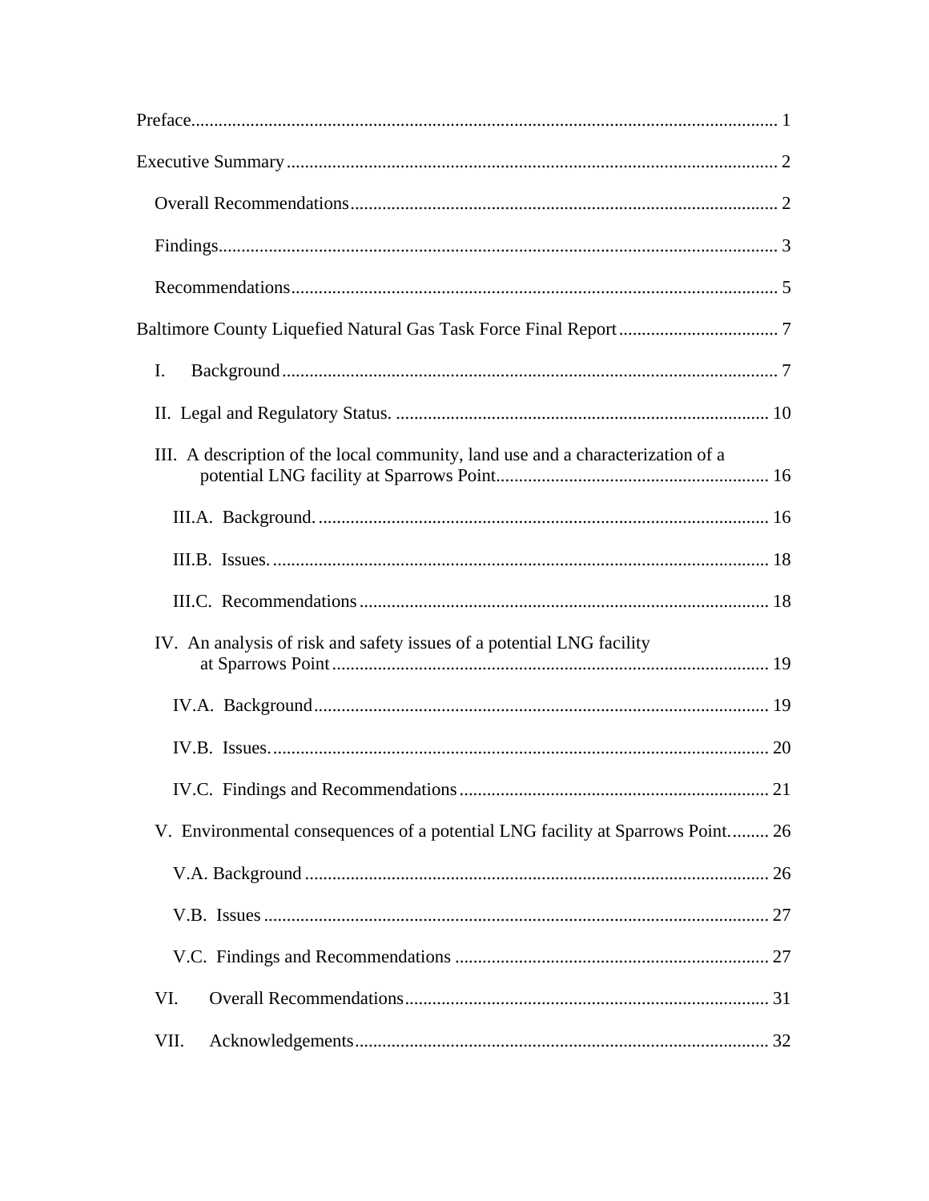Preface ........................................................................................................................ 1

Executive Summary .......................................................................................................... 2

- Overall Recommendations ............................................................................................ 2
- Findings ......................................................................................................................... 3
- Recommendations .......................................................................................................... 5

Baltimore County Liquefied Natural Gas Task Force Final Report .................................. 7

- I. Background ............................................................................................................... 7
- II. Legal and Regulatory Status. ................................................................................. 10
- III. A description of the local community, land use and a characterization of a potential LNG facility at Sparrows Point ............................................................ 16
  - III.A. Background. ..................................................................................................... 16
  - III.B. Issues. ............................................................................................................... 18
  - III.C. Recommendations ............................................................................................ 18
- IV. An analysis of risk and safety issues of a potential LNG facility at Sparrows Point ............................................................................................... 19
  - IV.A. Background ...................................................................................................... 19
  - IV.B. Issues. ............................................................................................................... 20
  - IV.C. Findings and Recommendations ...................................................................... 21
- V. Environmental consequences of a potential LNG facility at Sparrows Point. ........ 26
  - V.A. Background ........................................................................................................ 26
  - V.B. Issues ................................................................................................................. 27
  - V.C. Findings and Recommendations ....................................................................... 27
- VI. Overall Recommendations ..................................................................................... 31
- VII. Acknowledgements ................................................................................................ 32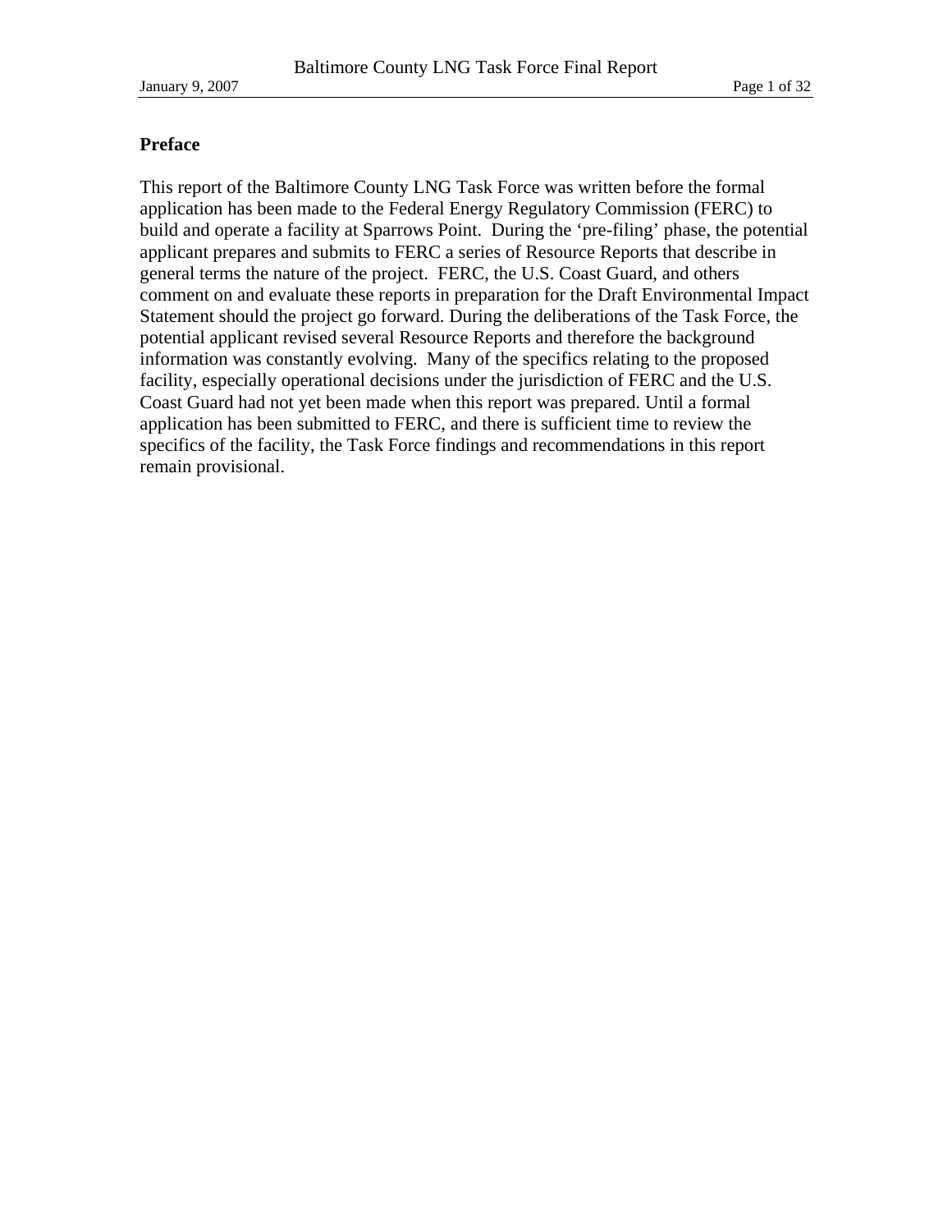## Preface

This report of the Baltimore County LNG Task Force was written before the formal application has been made to the Federal Energy Regulatory Commission (FERC) to build and operate a facility at Sparrows Point. During the 'pre-filing' phase, the potential applicant prepares and submits to FERC a series of Resource Reports that describe in general terms the nature of the project. FERC, the U.S. Coast Guard, and others comment on and evaluate these reports in preparation for the Draft Environmental Impact Statement should the project go forward. During the deliberations of the Task Force, the potential applicant revised several Resource Reports and therefore the background information was constantly evolving. Many of the specifics relating to the proposed facility, especially operational decisions under the jurisdiction of FERC and the U.S. Coast Guard had not yet been made when this report was prepared. Until a formal application has been submitted to FERC, and there is sufficient time to review the specifics of the facility, the Task Force findings and recommendations in this report remain provisional.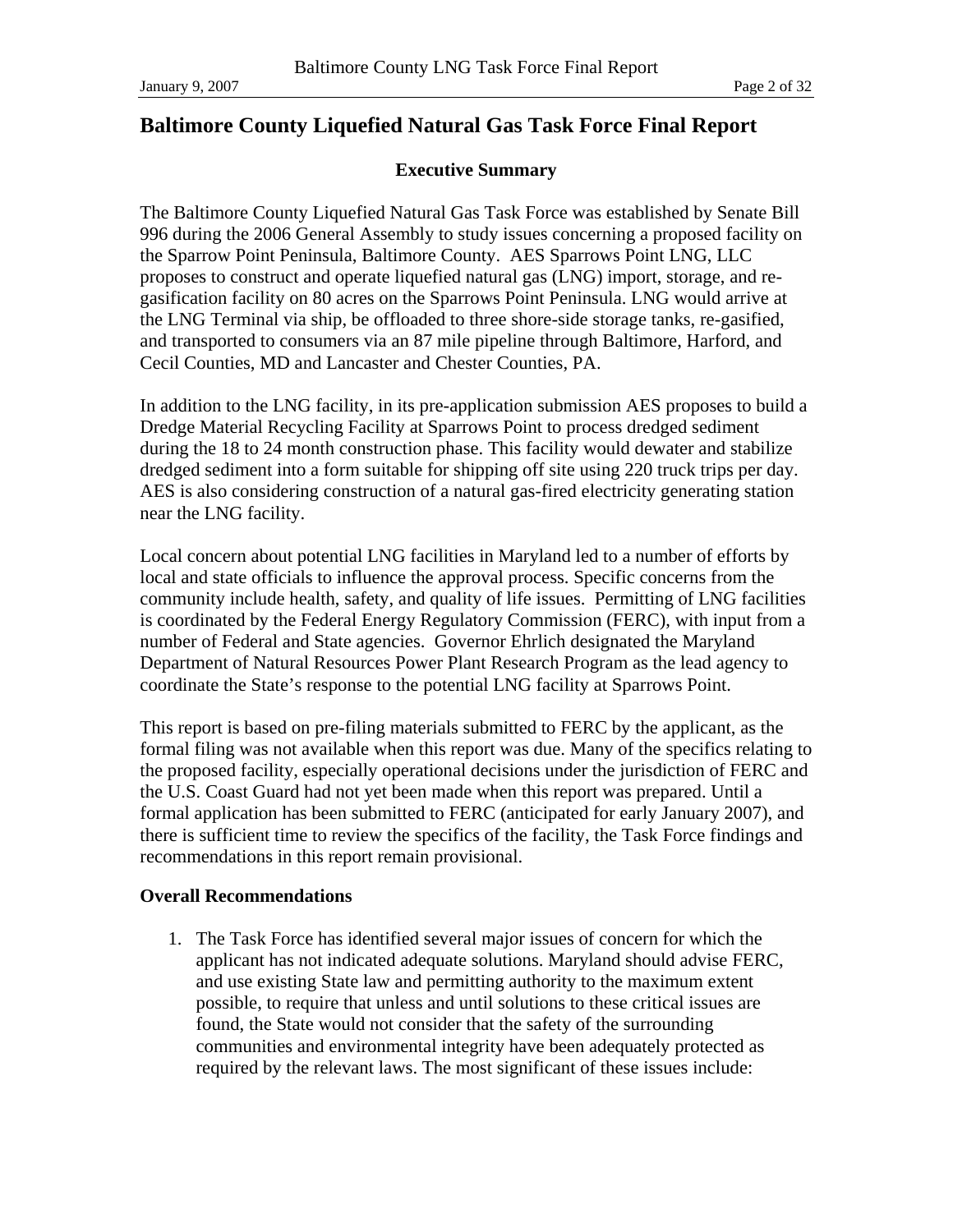# Baltimore County Liquefied Natural Gas Task Force Final Report

### Executive Summary

The Baltimore County Liquefied Natural Gas Task Force was established by Senate Bill 996 during the 2006 General Assembly to study issues concerning a proposed facility on the Sparrow Point Peninsula, Baltimore County. AES Sparrows Point LNG, LLC proposes to construct and operate liquefied natural gas (LNG) import, storage, and re-gasification facility on 80 acres on the Sparrows Point Peninsula. LNG would arrive at the LNG Terminal via ship, be offloaded to three shore-side storage tanks, re-gasified, and transported to consumers via an 87 mile pipeline through Baltimore, Harford, and Cecil Counties, MD and Lancaster and Chester Counties, PA.

In addition to the LNG facility, in its pre-application submission AES proposes to build a Dredge Material Recycling Facility at Sparrows Point to process dredged sediment during the 18 to 24 month construction phase. This facility would dewater and stabilize dredged sediment into a form suitable for shipping off site using 220 truck trips per day. AES is also considering construction of a natural gas-fired electricity generating station near the LNG facility.

Local concern about potential LNG facilities in Maryland led to a number of efforts by local and state officials to influence the approval process. Specific concerns from the community include health, safety, and quality of life issues. Permitting of LNG facilities is coordinated by the Federal Energy Regulatory Commission (FERC), with input from a number of Federal and State agencies. Governor Ehrlich designated the Maryland Department of Natural Resources Power Plant Research Program as the lead agency to coordinate the State's response to the potential LNG facility at Sparrows Point.

This report is based on pre-filing materials submitted to FERC by the applicant, as the formal filing was not available when this report was due. Many of the specifics relating to the proposed facility, especially operational decisions under the jurisdiction of FERC and the U.S. Coast Guard had not yet been made when this report was prepared. Until a formal application has been submitted to FERC (anticipated for early January 2007), and there is sufficient time to review the specifics of the facility, the Task Force findings and recommendations in this report remain provisional.

**Overall Recommendations**

1. The Task Force has identified several major issues of concern for which the applicant has not indicated adequate solutions. Maryland should advise FERC, and use existing State law and permitting authority to the maximum extent possible, to require that unless and until solutions to these critical issues are found, the State would not consider that the safety of the surrounding communities and environmental integrity have been adequately protected as required by the relevant laws. The most significant of these issues include: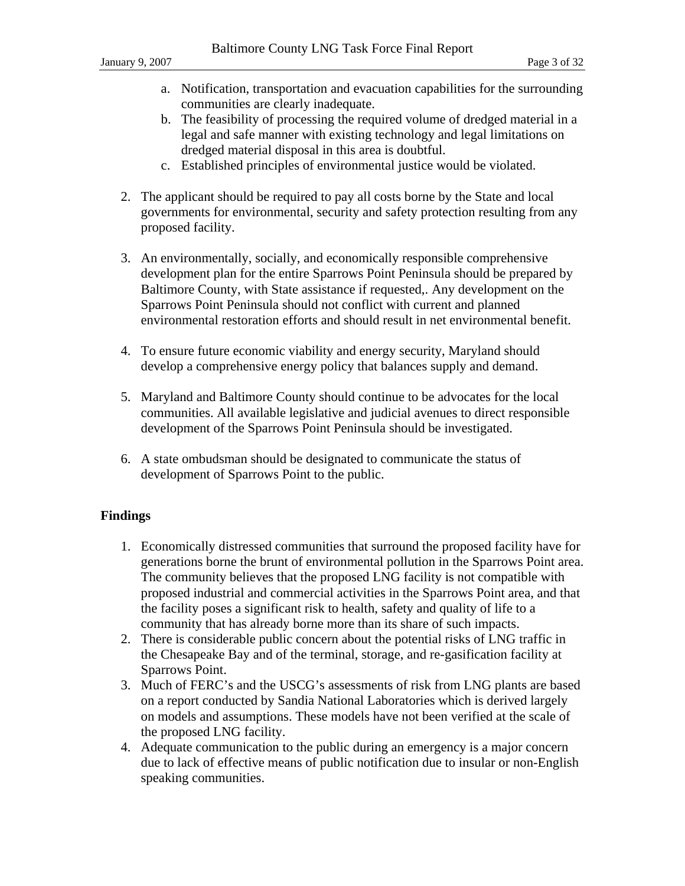a. Notification, transportation and evacuation capabilities for the surrounding communities are clearly inadequate.
   b. The feasibility of processing the required volume of dredged material in a legal and safe manner with existing technology and legal limitations on dredged material disposal in this area is doubtful.
   c. Established principles of environmental justice would be violated.

2. The applicant should be required to pay all costs borne by the State and local governments for environmental, security and safety protection resulting from any proposed facility.

3. An environmentally, socially, and economically responsible comprehensive development plan for the entire Sparrows Point Peninsula should be prepared by Baltimore County, with State assistance if requested,. Any development on the Sparrows Point Peninsula should not conflict with current and planned environmental restoration efforts and should result in net environmental benefit.

4. To ensure future economic viability and energy security, Maryland should develop a comprehensive energy policy that balances supply and demand.

5. Maryland and Baltimore County should continue to be advocates for the local communities. All available legislative and judicial avenues to direct responsible development of the Sparrows Point Peninsula should be investigated.

6. A state ombudsman should be designated to communicate the status of development of Sparrows Point to the public.

**Findings**

1. Economically distressed communities that surround the proposed facility have for generations borne the brunt of environmental pollution in the Sparrows Point area. The community believes that the proposed LNG facility is not compatible with proposed industrial and commercial activities in the Sparrows Point area, and that the facility poses a significant risk to health, safety and quality of life to a community that has already borne more than its share of such impacts.
2. There is considerable public concern about the potential risks of LNG traffic in the Chesapeake Bay and of the terminal, storage, and re-gasification facility at Sparrows Point.
3. Much of FERC's and the USCG's assessments of risk from LNG plants are based on a report conducted by Sandia National Laboratories which is derived largely on models and assumptions. These models have not been verified at the scale of the proposed LNG facility.
4. Adequate communication to the public during an emergency is a major concern due to lack of effective means of public notification due to insular or non-English speaking communities.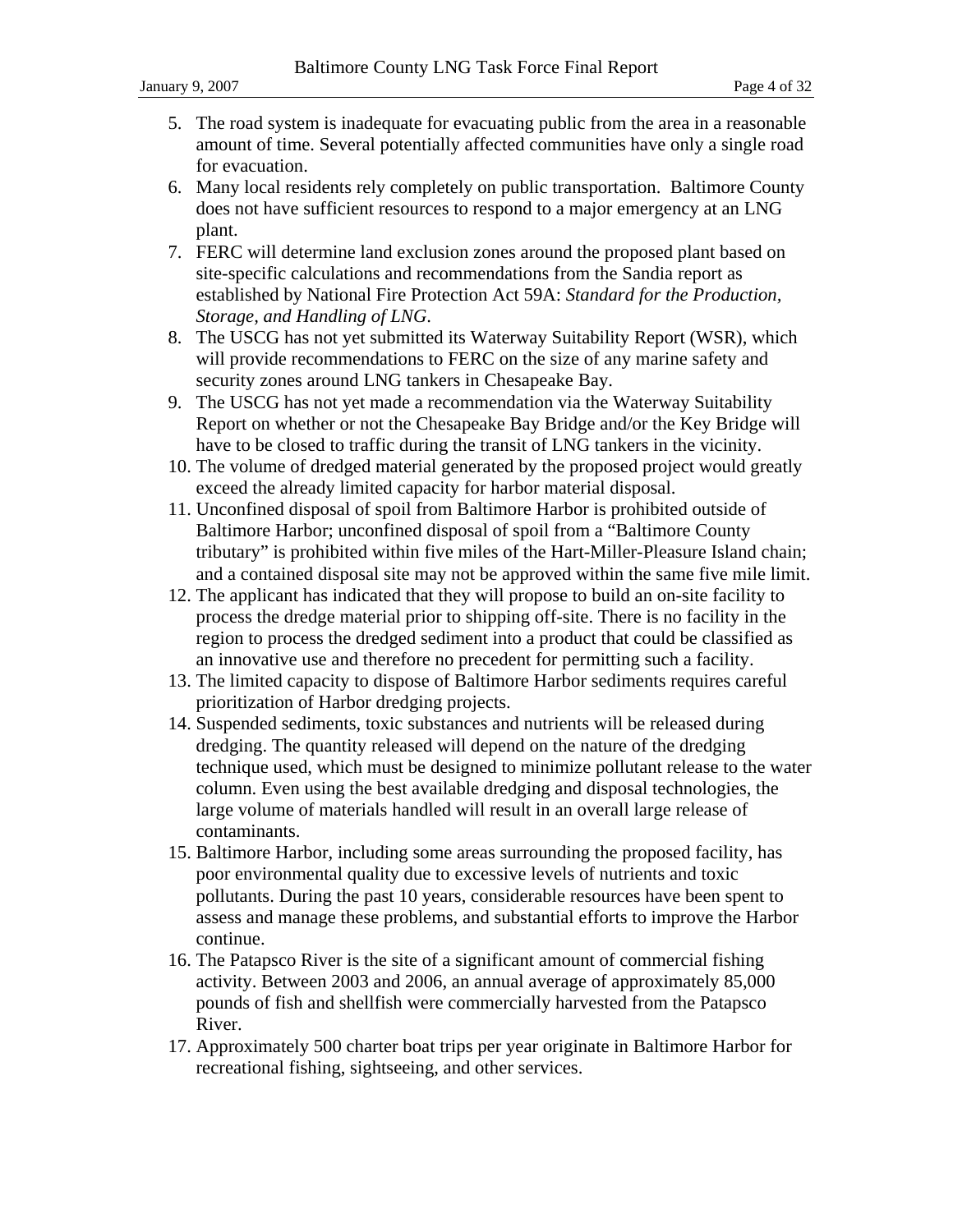5. The road system is inadequate for evacuating public from the area in a reasonable amount of time. Several potentially affected communities have only a single road for evacuation.
6. Many local residents rely completely on public transportation. Baltimore County does not have sufficient resources to respond to a major emergency at an LNG plant.
7. FERC will determine land exclusion zones around the proposed plant based on site-specific calculations and recommendations from the Sandia report as established by National Fire Protection Act 59A: *Standard for the Production, Storage, and Handling of LNG*.
8. The USCG has not yet submitted its Waterway Suitability Report (WSR), which will provide recommendations to FERC on the size of any marine safety and security zones around LNG tankers in Chesapeake Bay.
9. The USCG has not yet made a recommendation via the Waterway Suitability Report on whether or not the Chesapeake Bay Bridge and/or the Key Bridge will have to be closed to traffic during the transit of LNG tankers in the vicinity.
10. The volume of dredged material generated by the proposed project would greatly exceed the already limited capacity for harbor material disposal.
11. Unconfined disposal of spoil from Baltimore Harbor is prohibited outside of Baltimore Harbor; unconfined disposal of spoil from a "Baltimore County tributary" is prohibited within five miles of the Hart-Miller-Pleasure Island chain; and a contained disposal site may not be approved within the same five mile limit.
12. The applicant has indicated that they will propose to build an on-site facility to process the dredge material prior to shipping off-site. There is no facility in the region to process the dredged sediment into a product that could be classified as an innovative use and therefore no precedent for permitting such a facility.
13. The limited capacity to dispose of Baltimore Harbor sediments requires careful prioritization of Harbor dredging projects.
14. Suspended sediments, toxic substances and nutrients will be released during dredging. The quantity released will depend on the nature of the dredging technique used, which must be designed to minimize pollutant release to the water column. Even using the best available dredging and disposal technologies, the large volume of materials handled will result in an overall large release of contaminants.
15. Baltimore Harbor, including some areas surrounding the proposed facility, has poor environmental quality due to excessive levels of nutrients and toxic pollutants. During the past 10 years, considerable resources have been spent to assess and manage these problems, and substantial efforts to improve the Harbor continue.
16. The Patapsco River is the site of a significant amount of commercial fishing activity. Between 2003 and 2006, an annual average of approximately 85,000 pounds of fish and shellfish were commercially harvested from the Patapsco River.
17. Approximately 500 charter boat trips per year originate in Baltimore Harbor for recreational fishing, sightseeing, and other services.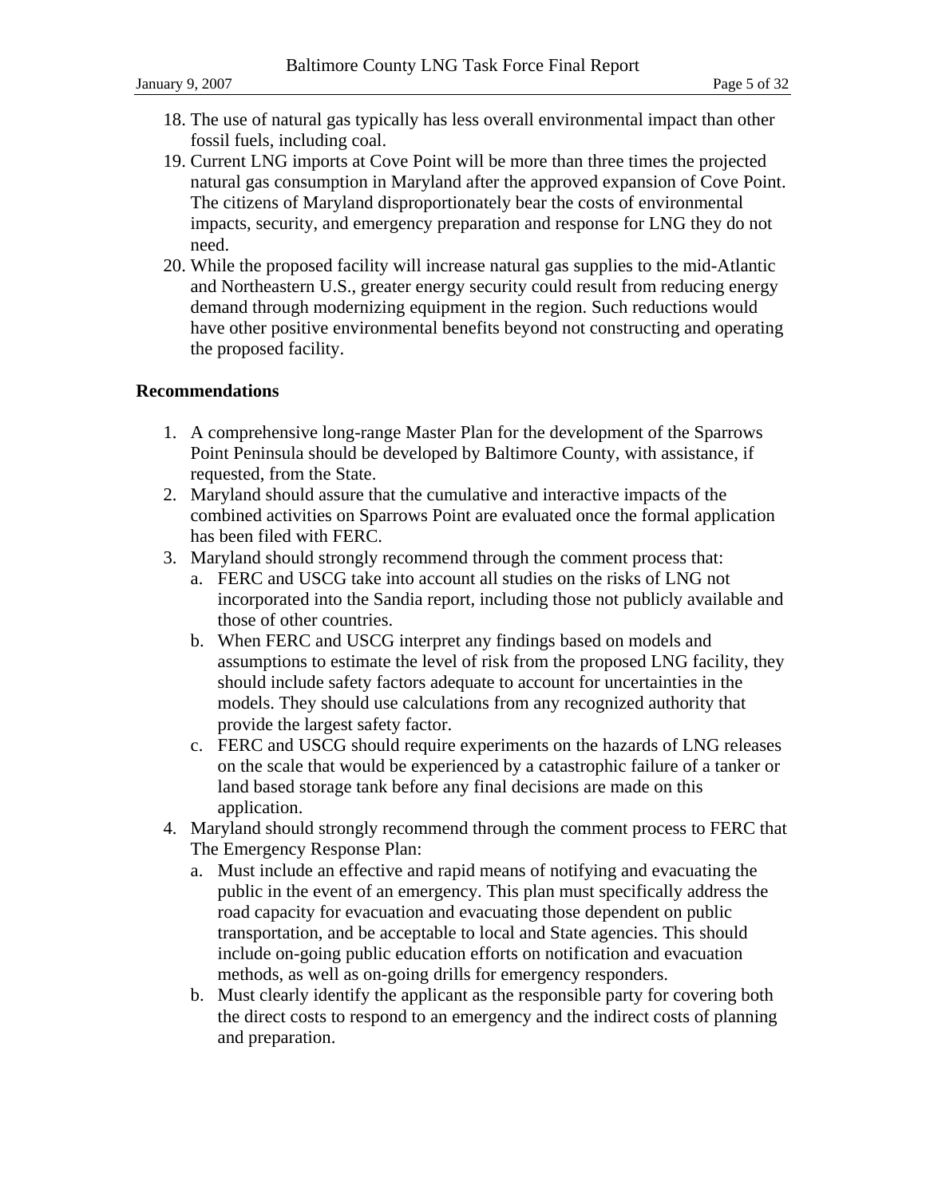18. The use of natural gas typically has less overall environmental impact than other fossil fuels, including coal.
19. Current LNG imports at Cove Point will be more than three times the projected natural gas consumption in Maryland after the approved expansion of Cove Point. The citizens of Maryland disproportionately bear the costs of environmental impacts, security, and emergency preparation and response for LNG they do not need.
20. While the proposed facility will increase natural gas supplies to the mid-Atlantic and Northeastern U.S., greater energy security could result from reducing energy demand through modernizing equipment in the region. Such reductions would have other positive environmental benefits beyond not constructing and operating the proposed facility.

**Recommendations**

1. A comprehensive long-range Master Plan for the development of the Sparrows Point Peninsula should be developed by Baltimore County, with assistance, if requested, from the State.
2. Maryland should assure that the cumulative and interactive impacts of the combined activities on Sparrows Point are evaluated once the formal application has been filed with FERC.
3. Maryland should strongly recommend through the comment process that:
   a. FERC and USCG take into account all studies on the risks of LNG not incorporated into the Sandia report, including those not publicly available and those of other countries.
   b. When FERC and USCG interpret any findings based on models and assumptions to estimate the level of risk from the proposed LNG facility, they should include safety factors adequate to account for uncertainties in the models. They should use calculations from any recognized authority that provide the largest safety factor.
   c. FERC and USCG should require experiments on the hazards of LNG releases on the scale that would be experienced by a catastrophic failure of a tanker or land based storage tank before any final decisions are made on this application.
4. Maryland should strongly recommend through the comment process to FERC that The Emergency Response Plan:
   a. Must include an effective and rapid means of notifying and evacuating the public in the event of an emergency. This plan must specifically address the road capacity for evacuation and evacuating those dependent on public transportation, and be acceptable to local and State agencies. This should include on-going public education efforts on notification and evacuation methods, as well as on-going drills for emergency responders.
   b. Must clearly identify the applicant as the responsible party for covering both the direct costs to respond to an emergency and the indirect costs of planning and preparation.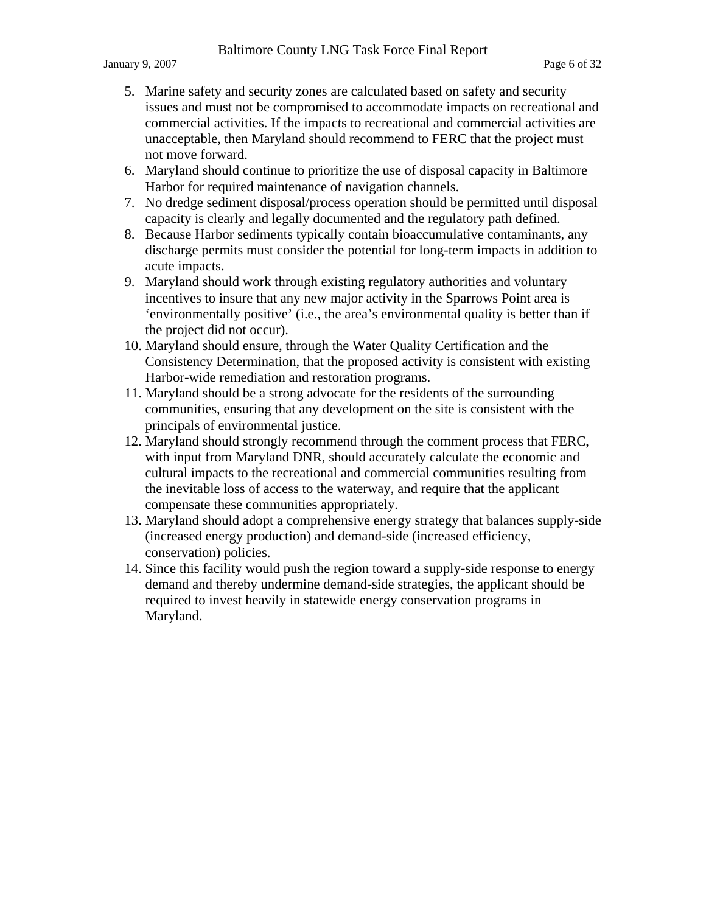5. Marine safety and security zones are calculated based on safety and security issues and must not be compromised to accommodate impacts on recreational and commercial activities. If the impacts to recreational and commercial activities are unacceptable, then Maryland should recommend to FERC that the project must not move forward.
6. Maryland should continue to prioritize the use of disposal capacity in Baltimore Harbor for required maintenance of navigation channels.
7. No dredge sediment disposal/process operation should be permitted until disposal capacity is clearly and legally documented and the regulatory path defined.
8. Because Harbor sediments typically contain bioaccumulative contaminants, any discharge permits must consider the potential for long-term impacts in addition to acute impacts.
9. Maryland should work through existing regulatory authorities and voluntary incentives to insure that any new major activity in the Sparrows Point area is 'environmentally positive' (i.e., the area's environmental quality is better than if the project did not occur).
10. Maryland should ensure, through the Water Quality Certification and the Consistency Determination, that the proposed activity is consistent with existing Harbor-wide remediation and restoration programs.
11. Maryland should be a strong advocate for the residents of the surrounding communities, ensuring that any development on the site is consistent with the principals of environmental justice.
12. Maryland should strongly recommend through the comment process that FERC, with input from Maryland DNR, should accurately calculate the economic and cultural impacts to the recreational and commercial communities resulting from the inevitable loss of access to the waterway, and require that the applicant compensate these communities appropriately.
13. Maryland should adopt a comprehensive energy strategy that balances supply-side (increased energy production) and demand-side (increased efficiency, conservation) policies.
14. Since this facility would push the region toward a supply-side response to energy demand and thereby undermine demand-side strategies, the applicant should be required to invest heavily in statewide energy conservation programs in Maryland.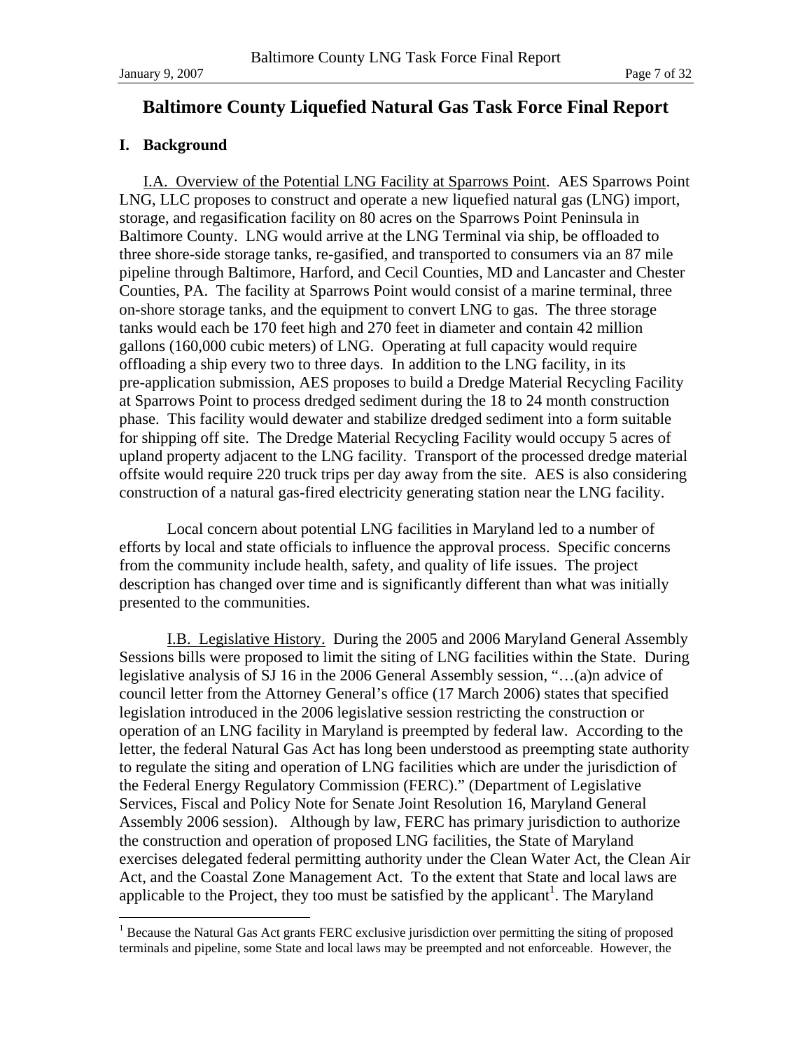# Baltimore County Liquefied Natural Gas Task Force Final Report

## I. Background

I.A. Overview of the Potential LNG Facility at Sparrows Point. AES Sparrows Point LNG, LLC proposes to construct and operate a new liquefied natural gas (LNG) import, storage, and regasification facility on 80 acres on the Sparrows Point Peninsula in Baltimore County. LNG would arrive at the LNG Terminal via ship, be offloaded to three shore-side storage tanks, re-gasified, and transported to consumers via an 87 mile pipeline through Baltimore, Harford, and Cecil Counties, MD and Lancaster and Chester Counties, PA. The facility at Sparrows Point would consist of a marine terminal, three on-shore storage tanks, and the equipment to convert LNG to gas. The three storage tanks would each be 170 feet high and 270 feet in diameter and contain 42 million gallons (160,000 cubic meters) of LNG. Operating at full capacity would require offloading a ship every two to three days. In addition to the LNG facility, in its pre-application submission, AES proposes to build a Dredge Material Recycling Facility at Sparrows Point to process dredged sediment during the 18 to 24 month construction phase. This facility would dewater and stabilize dredged sediment into a form suitable for shipping off site. The Dredge Material Recycling Facility would occupy 5 acres of upland property adjacent to the LNG facility. Transport of the processed dredge material offsite would require 220 truck trips per day away from the site. AES is also considering construction of a natural gas-fired electricity generating station near the LNG facility.

Local concern about potential LNG facilities in Maryland led to a number of efforts by local and state officials to influence the approval process. Specific concerns from the community include health, safety, and quality of life issues. The project description has changed over time and is significantly different than what was initially presented to the communities.

I.B. Legislative History. During the 2005 and 2006 Maryland General Assembly Sessions bills were proposed to limit the siting of LNG facilities within the State. During legislative analysis of SJ 16 in the 2006 General Assembly session, "…(a)n advice of council letter from the Attorney General's office (17 March 2006) states that specified legislation introduced in the 2006 legislative session restricting the construction or operation of an LNG facility in Maryland is preempted by federal law. According to the letter, the federal Natural Gas Act has long been understood as preempting state authority to regulate the siting and operation of LNG facilities which are under the jurisdiction of the Federal Energy Regulatory Commission (FERC)." (Department of Legislative Services, Fiscal and Policy Note for Senate Joint Resolution 16, Maryland General Assembly 2006 session). Although by law, FERC has primary jurisdiction to authorize the construction and operation of proposed LNG facilities, the State of Maryland exercises delegated federal permitting authority under the Clean Water Act, the Clean Air Act, and the Coastal Zone Management Act. To the extent that State and local laws are applicable to the Project, they too must be satisfied by the applicant[1]. The Maryland

[1] Because the Natural Gas Act grants FERC exclusive jurisdiction over permitting the siting of proposed terminals and pipeline, some State and local laws may be preempted and not enforceable. However, the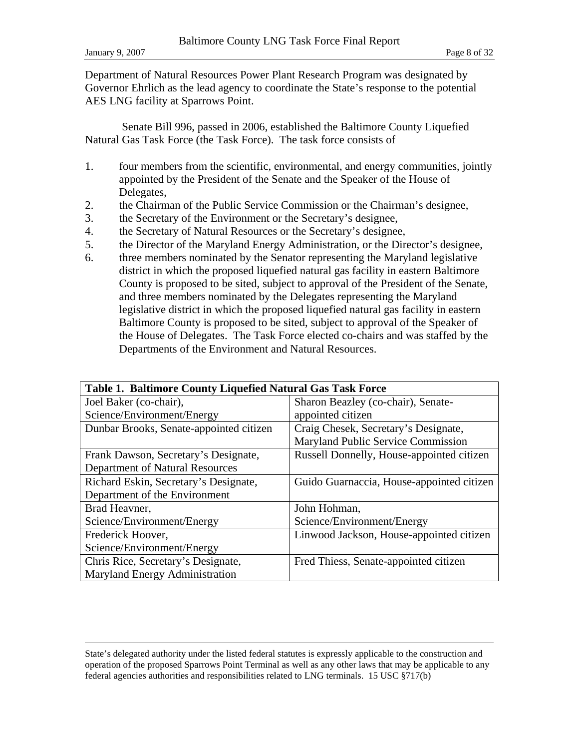Department of Natural Resources Power Plant Research Program was designated by Governor Ehrlich as the lead agency to coordinate the State's response to the potential AES LNG facility at Sparrows Point.

Senate Bill 996, passed in 2006, established the Baltimore County Liquefied Natural Gas Task Force (the Task Force). The task force consists of

1. four members from the scientific, environmental, and energy communities, jointly appointed by the President of the Senate and the Speaker of the House of Delegates,
2. the Chairman of the Public Service Commission or the Chairman's designee,
3. the Secretary of the Environment or the Secretary's designee,
4. the Secretary of Natural Resources or the Secretary's designee,
5. the Director of the Maryland Energy Administration, or the Director's designee,
6. three members nominated by the Senator representing the Maryland legislative district in which the proposed liquefied natural gas facility in eastern Baltimore County is proposed to be sited, subject to approval of the President of the Senate, and three members nominated by the Delegates representing the Maryland legislative district in which the proposed liquefied natural gas facility in eastern Baltimore County is proposed to be sited, subject to approval of the Speaker of the House of Delegates. The Task Force elected co-chairs and was staffed by the Departments of the Environment and Natural Resources.

| **Table 1. Baltimore County Liquefied Natural Gas Task Force** | |
|---|---|
| Joel Baker (co-chair), Science/Environment/Energy | Sharon Beazley (co-chair), Senate-appointed citizen |
| Dunbar Brooks, Senate-appointed citizen | Craig Chesek, Secretary's Designate, Maryland Public Service Commission |
| Frank Dawson, Secretary's Designate, Department of Natural Resources | Russell Donnelly, House-appointed citizen |
| Richard Eskin, Secretary's Designate, Department of the Environment | Guido Guarnaccia, House-appointed citizen |
| Brad Heavner, Science/Environment/Energy | John Hohman, Science/Environment/Energy |
| Frederick Hoover, Science/Environment/Energy | Linwood Jackson, House-appointed citizen |
| Chris Rice, Secretary's Designate, Maryland Energy Administration | Fred Thiess, Senate-appointed citizen |

---

State's delegated authority under the listed federal statutes is expressly applicable to the construction and operation of the proposed Sparrows Point Terminal as well as any other laws that may be applicable to any federal agencies authorities and responsibilities related to LNG terminals. 15 USC §717(b)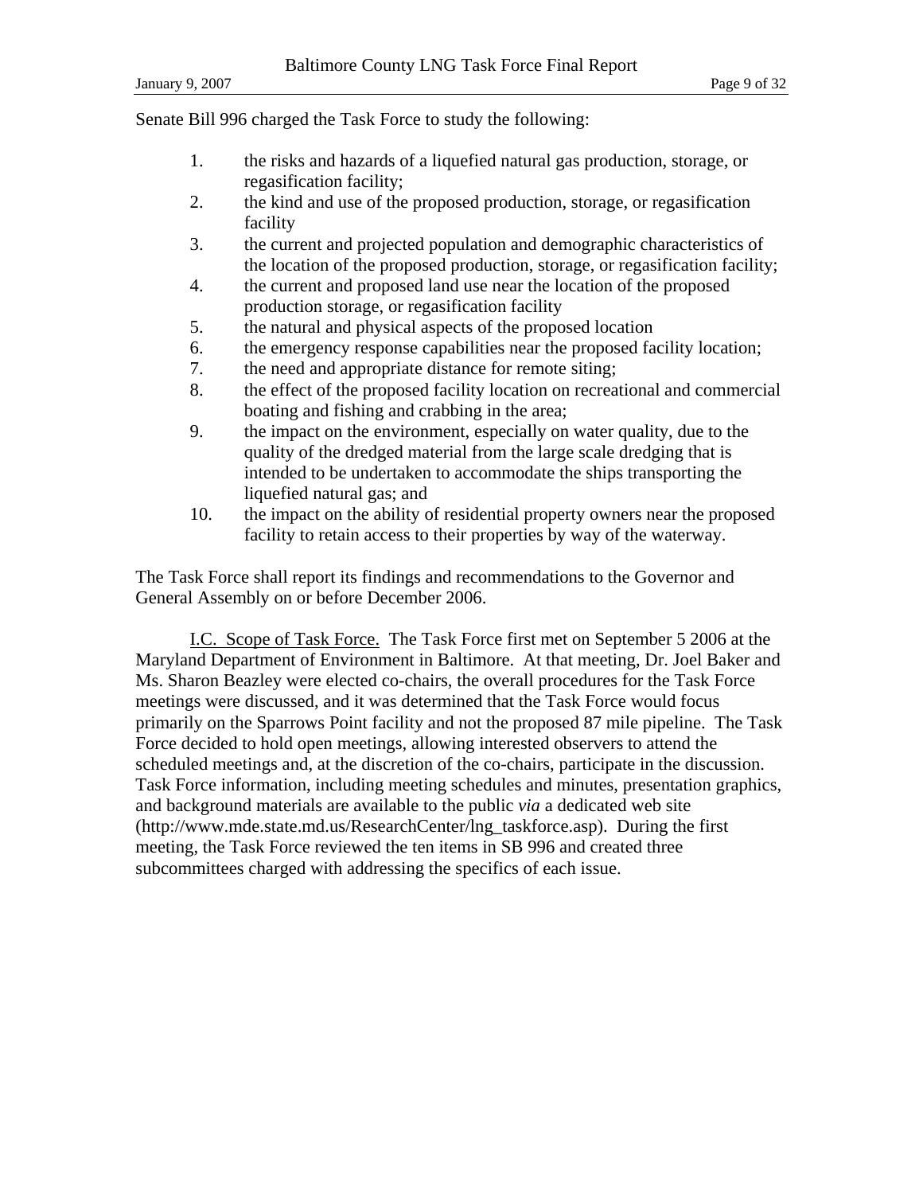Senate Bill 996 charged the Task Force to study the following:

1. the risks and hazards of a liquefied natural gas production, storage, or regasification facility;
2. the kind and use of the proposed production, storage, or regasification facility
3. the current and projected population and demographic characteristics of the location of the proposed production, storage, or regasification facility;
4. the current and proposed land use near the location of the proposed production storage, or regasification facility
5. the natural and physical aspects of the proposed location
6. the emergency response capabilities near the proposed facility location;
7. the need and appropriate distance for remote siting;
8. the effect of the proposed facility location on recreational and commercial boating and fishing and crabbing in the area;
9. the impact on the environment, especially on water quality, due to the quality of the dredged material from the large scale dredging that is intended to be undertaken to accommodate the ships transporting the liquefied natural gas; and
10. the impact on the ability of residential property owners near the proposed facility to retain access to their properties by way of the waterway.

The Task Force shall report its findings and recommendations to the Governor and General Assembly on or before December 2006.

I.C. Scope of Task Force. The Task Force first met on September 5 2006 at the Maryland Department of Environment in Baltimore. At that meeting, Dr. Joel Baker and Ms. Sharon Beazley were elected co-chairs, the overall procedures for the Task Force meetings were discussed, and it was determined that the Task Force would focus primarily on the Sparrows Point facility and not the proposed 87 mile pipeline. The Task Force decided to hold open meetings, allowing interested observers to attend the scheduled meetings and, at the discretion of the co-chairs, participate in the discussion. Task Force information, including meeting schedules and minutes, presentation graphics, and background materials are available to the public *via* a dedicated web site (http://www.mde.state.md.us/ResearchCenter/lng_taskforce.asp). During the first meeting, the Task Force reviewed the ten items in SB 996 and created three subcommittees charged with addressing the specifics of each issue.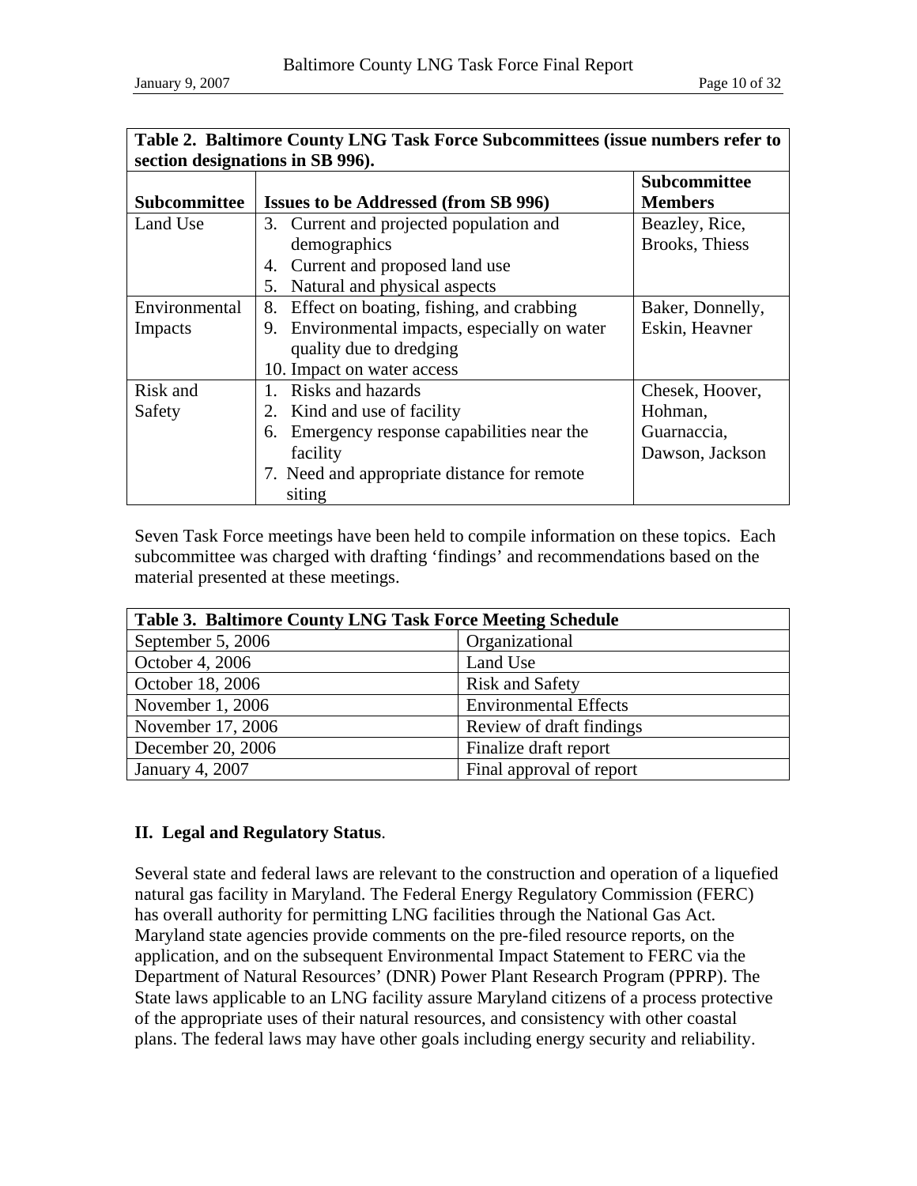| Table 2. Baltimore County LNG Task Force Subcommittees (issue numbers refer to section designations in SB 996). | | |
|---|---|---|
| **Subcommittee** | **Issues to be Addressed (from SB 996)** | **Subcommittee Members** |
| Land Use | 3. Current and projected population and demographics<br>4. Current and proposed land use<br>5. Natural and physical aspects | Beazley, Rice, Brooks, Thiess |
| Environmental Impacts | 8. Effect on boating, fishing, and crabbing<br>9. Environmental impacts, especially on water quality due to dredging<br>10. Impact on water access | Baker, Donnelly, Eskin, Heavner |
| Risk and Safety | 1. Risks and hazards<br>2. Kind and use of facility<br>6. Emergency response capabilities near the facility<br>7. Need and appropriate distance for remote siting | Chesek, Hoover, Hohman, Guarnaccia, Dawson, Jackson |

Seven Task Force meetings have been held to compile information on these topics. Each subcommittee was charged with drafting 'findings' and recommendations based on the material presented at these meetings.

| Table 3. Baltimore County LNG Task Force Meeting Schedule | |
|---|---|
| September 5, 2006 | Organizational |
| October 4, 2006 | Land Use |
| October 18, 2006 | Risk and Safety |
| November 1, 2006 | Environmental Effects |
| November 17, 2006 | Review of draft findings |
| December 20, 2006 | Finalize draft report |
| January 4, 2007 | Final approval of report |

## II. Legal and Regulatory Status.

Several state and federal laws are relevant to the construction and operation of a liquefied natural gas facility in Maryland. The Federal Energy Regulatory Commission (FERC) has overall authority for permitting LNG facilities through the National Gas Act. Maryland state agencies provide comments on the pre-filed resource reports, on the application, and on the subsequent Environmental Impact Statement to FERC via the Department of Natural Resources' (DNR) Power Plant Research Program (PPRP). The State laws applicable to an LNG facility assure Maryland citizens of a process protective of the appropriate uses of their natural resources, and consistency with other coastal plans. The federal laws may have other goals including energy security and reliability.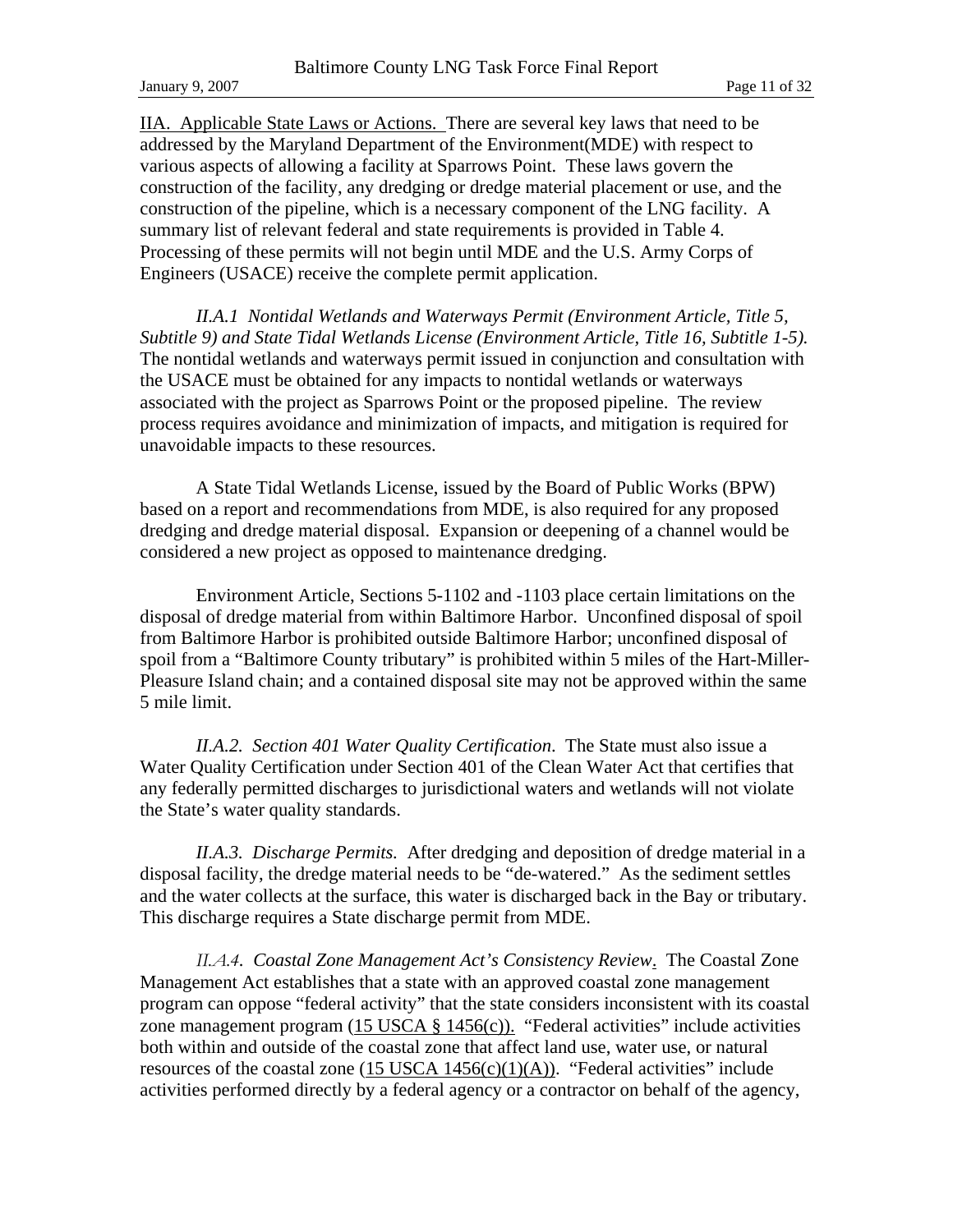<u>IIA. Applicable State Laws or Actions.</u> There are several key laws that need to be addressed by the Maryland Department of the Environment(MDE) with respect to various aspects of allowing a facility at Sparrows Point. These laws govern the construction of the facility, any dredging or dredge material placement or use, and the construction of the pipeline, which is a necessary component of the LNG facility. A summary list of relevant federal and state requirements is provided in Table 4. Processing of these permits will not begin until MDE and the U.S. Army Corps of Engineers (USACE) receive the complete permit application.

*II.A.1 Nontidal Wetlands and Waterways Permit (Environment Article, Title 5, Subtitle 9) and State Tidal Wetlands License (Environment Article, Title 16, Subtitle 1-5).* The nontidal wetlands and waterways permit issued in conjunction and consultation with the USACE must be obtained for any impacts to nontidal wetlands or waterways associated with the project as Sparrows Point or the proposed pipeline. The review process requires avoidance and minimization of impacts, and mitigation is required for unavoidable impacts to these resources.

A State Tidal Wetlands License, issued by the Board of Public Works (BPW) based on a report and recommendations from MDE, is also required for any proposed dredging and dredge material disposal. Expansion or deepening of a channel would be considered a new project as opposed to maintenance dredging.

Environment Article, Sections 5-1102 and -1103 place certain limitations on the disposal of dredge material from within Baltimore Harbor. Unconfined disposal of spoil from Baltimore Harbor is prohibited outside Baltimore Harbor; unconfined disposal of spoil from a "Baltimore County tributary" is prohibited within 5 miles of the Hart-Miller-Pleasure Island chain; and a contained disposal site may not be approved within the same 5 mile limit.

*II.A.2. Section 401 Water Quality Certification*. The State must also issue a Water Quality Certification under Section 401 of the Clean Water Act that certifies that any federally permitted discharges to jurisdictional waters and wetlands will not violate the State's water quality standards.

*II.A.3. Discharge Permits.* After dredging and deposition of dredge material in a disposal facility, the dredge material needs to be "de-watered." As the sediment settles and the water collects at the surface, this water is discharged back in the Bay or tributary. This discharge requires a State discharge permit from MDE.

*II.A.4. Coastal Zone Management Act's Consistency Review*. The Coastal Zone Management Act establishes that a state with an approved coastal zone management program can oppose "federal activity" that the state considers inconsistent with its coastal zone management program (<u>15 USCA § 1456(c)).</u> "Federal activities" include activities both within and outside of the coastal zone that affect land use, water use, or natural resources of the coastal zone (<u>15 USCA 1456(c)(1)(A))</u>. "Federal activities" include activities performed directly by a federal agency or a contractor on behalf of the agency,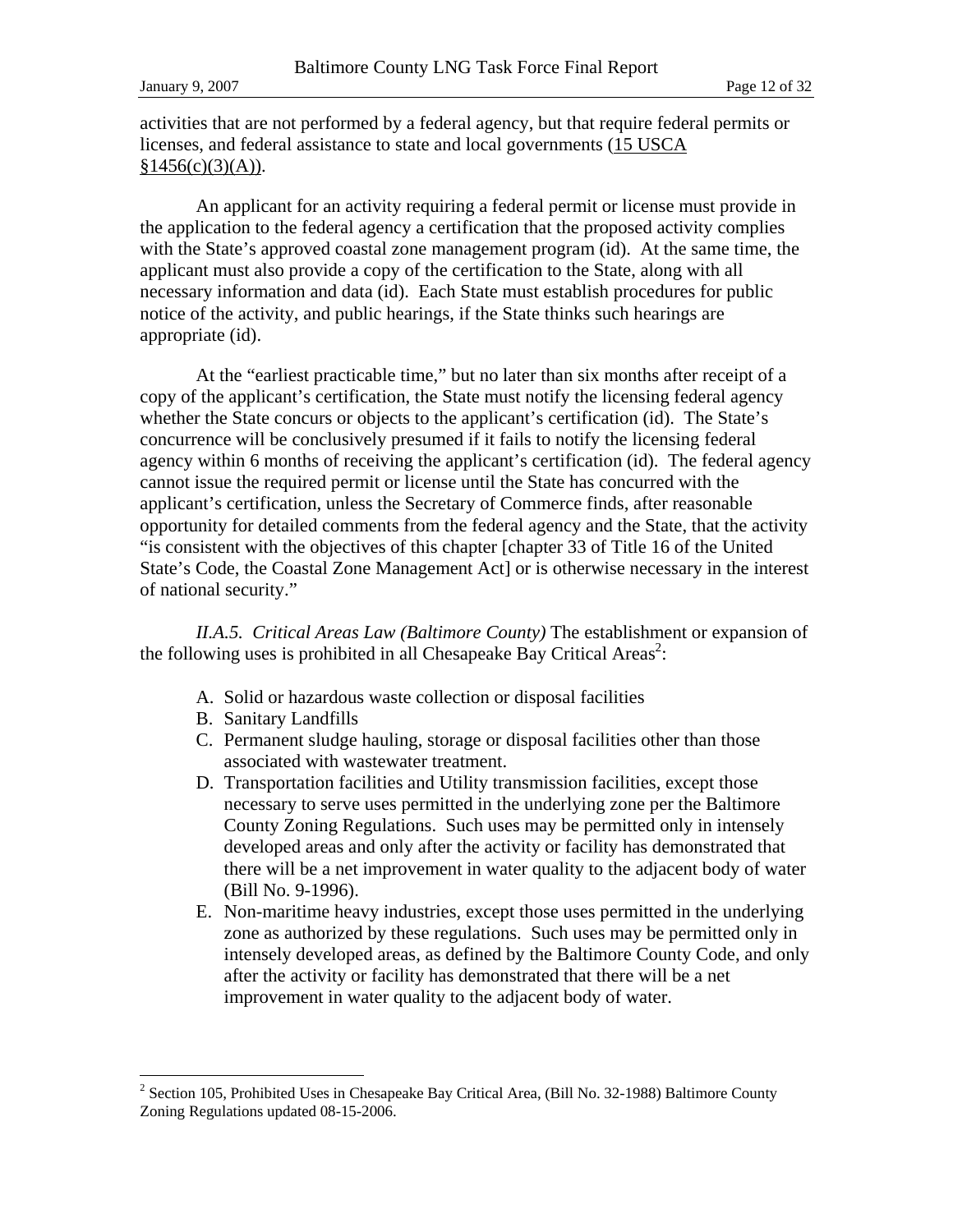activities that are not performed by a federal agency, but that require federal permits or licenses, and federal assistance to state and local governments (15 USCA §1456(c)(3)(A)).

An applicant for an activity requiring a federal permit or license must provide in the application to the federal agency a certification that the proposed activity complies with the State's approved coastal zone management program (id). At the same time, the applicant must also provide a copy of the certification to the State, along with all necessary information and data (id). Each State must establish procedures for public notice of the activity, and public hearings, if the State thinks such hearings are appropriate (id).

At the "earliest practicable time," but no later than six months after receipt of a copy of the applicant's certification, the State must notify the licensing federal agency whether the State concurs or objects to the applicant's certification (id). The State's concurrence will be conclusively presumed if it fails to notify the licensing federal agency within 6 months of receiving the applicant's certification (id). The federal agency cannot issue the required permit or license until the State has concurred with the applicant's certification, unless the Secretary of Commerce finds, after reasonable opportunity for detailed comments from the federal agency and the State, that the activity "is consistent with the objectives of this chapter [chapter 33 of Title 16 of the United State's Code, the Coastal Zone Management Act] or is otherwise necessary in the interest of national security."

*II.A.5. Critical Areas Law (Baltimore County)* The establishment or expansion of the following uses is prohibited in all Chesapeake Bay Critical Areas[2]:

A. Solid or hazardous waste collection or disposal facilities
B. Sanitary Landfills
C. Permanent sludge hauling, storage or disposal facilities other than those associated with wastewater treatment.
D. Transportation facilities and Utility transmission facilities, except those necessary to serve uses permitted in the underlying zone per the Baltimore County Zoning Regulations. Such uses may be permitted only in intensely developed areas and only after the activity or facility has demonstrated that there will be a net improvement in water quality to the adjacent body of water (Bill No. 9-1996).
E. Non-maritime heavy industries, except those uses permitted in the underlying zone as authorized by these regulations. Such uses may be permitted only in intensely developed areas, as defined by the Baltimore County Code, and only after the activity or facility has demonstrated that there will be a net improvement in water quality to the adjacent body of water.

---

[2] Section 105, Prohibited Uses in Chesapeake Bay Critical Area, (Bill No. 32-1988) Baltimore County Zoning Regulations updated 08-15-2006.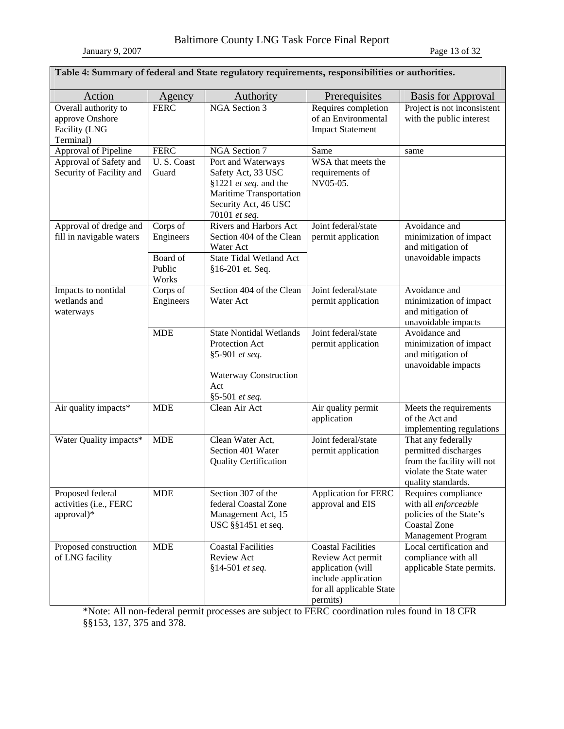**Table 4: Summary of federal and State regulatory requirements, responsibilities or authorities.**

| Action | Agency | Authority | Prerequisites | Basis for Approval |
|---|---|---|---|---|
| Overall authority to approve Onshore Facility (LNG Terminal) | FERC | NGA Section 3 | Requires completion of an Environmental Impact Statement | Project is not inconsistent with the public interest |
| Approval of Pipeline | FERC | NGA Section 7 | Same | same |
| Approval of Safety and Security of Facility and | U. S. Coast Guard | Port and Waterways Safety Act, 33 USC §1221 *et seq*. and the Maritime Transportation Security Act, 46 USC 70101 *et seq*. | WSA that meets the requirements of NV05-05. | |
| Approval of dredge and fill in navigable waters | Corps of Engineers | Rivers and Harbors Act Section 404 of the Clean Water Act | Joint federal/state permit application | Avoidance and minimization of impact and mitigation of unavoidable impacts |
| | Board of Public Works | State Tidal Wetland Act §16-201 et. Seq. | | |
| Impacts to nontidal wetlands and waterways | Corps of Engineers | Section 404 of the Clean Water Act | Joint federal/state permit application | Avoidance and minimization of impact and mitigation of unavoidable impacts |
| | MDE | State Nontidal Wetlands Protection Act §5-901 *et seq*. <br><br> Waterway Construction Act §5-501 *et seq.* | Joint federal/state permit application | Avoidance and minimization of impact and mitigation of unavoidable impacts |
| Air quality impacts* | MDE | Clean Air Act | Air quality permit application | Meets the requirements of the Act and implementing regulations |
| Water Quality impacts* | MDE | Clean Water Act, Section 401 Water Quality Certification | Joint federal/state permit application | That any federally permitted discharges from the facility will not violate the State water quality standards. |
| Proposed federal activities (i.e., FERC approval)* | MDE | Section 307 of the federal Coastal Zone Management Act, 15 USC §§1451 et seq. | Application for FERC approval and EIS | Requires compliance with all *enforceable* policies of the State's Coastal Zone Management Program |
| Proposed construction of LNG facility | MDE | Coastal Facilities Review Act §14-501 *et seq.* | Coastal Facilities Review Act permit application (will include application for all applicable State permits) | Local certification and compliance with all applicable State permits. |

*Note: All non-federal permit processes are subject to FERC coordination rules found in 18 CFR §§153, 137, 375 and 378.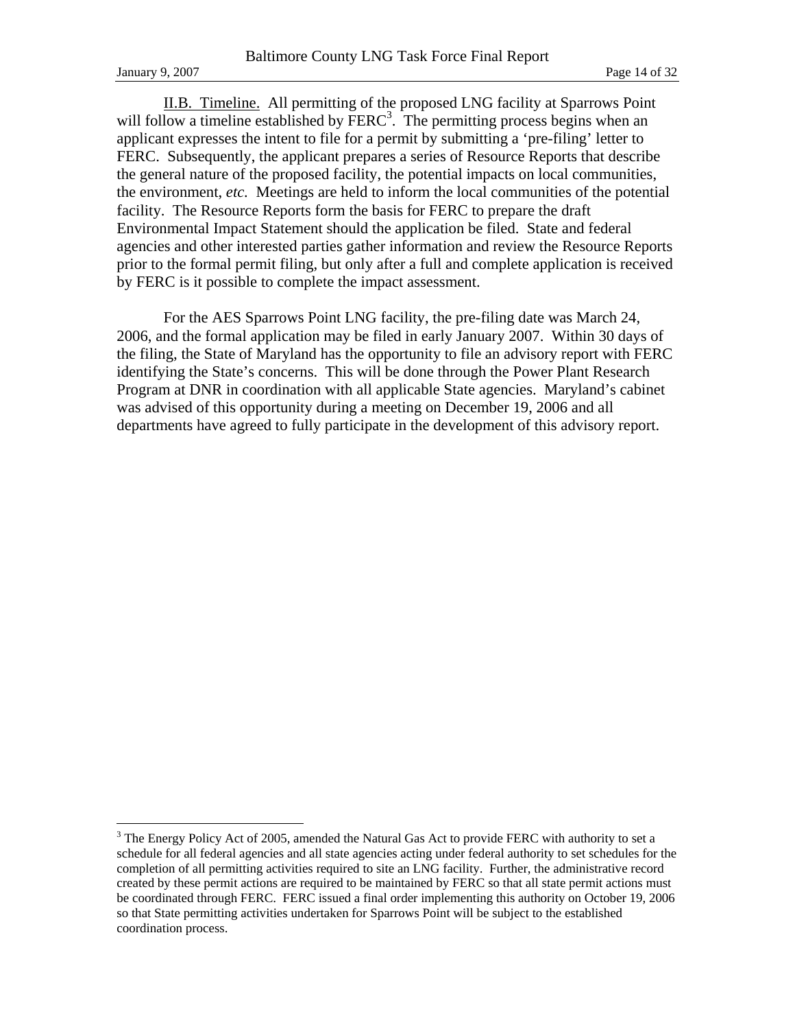<u>II.B. Timeline.</u> All permitting of the proposed LNG facility at Sparrows Point will follow a timeline established by FERC[3]. The permitting process begins when an applicant expresses the intent to file for a permit by submitting a 'pre-filing' letter to FERC. Subsequently, the applicant prepares a series of Resource Reports that describe the general nature of the proposed facility, the potential impacts on local communities, the environment, *etc.* Meetings are held to inform the local communities of the potential facility. The Resource Reports form the basis for FERC to prepare the draft Environmental Impact Statement should the application be filed. State and federal agencies and other interested parties gather information and review the Resource Reports prior to the formal permit filing, but only after a full and complete application is received by FERC is it possible to complete the impact assessment.

For the AES Sparrows Point LNG facility, the pre-filing date was March 24, 2006, and the formal application may be filed in early January 2007. Within 30 days of the filing, the State of Maryland has the opportunity to file an advisory report with FERC identifying the State's concerns. This will be done through the Power Plant Research Program at DNR in coordination with all applicable State agencies. Maryland's cabinet was advised of this opportunity during a meeting on December 19, 2006 and all departments have agreed to fully participate in the development of this advisory report.

---

[3] The Energy Policy Act of 2005, amended the Natural Gas Act to provide FERC with authority to set a schedule for all federal agencies and all state agencies acting under federal authority to set schedules for the completion of all permitting activities required to site an LNG facility. Further, the administrative record created by these permit actions are required to be maintained by FERC so that all state permit actions must be coordinated through FERC. FERC issued a final order implementing this authority on October 19, 2006 so that State permitting activities undertaken for Sparrows Point will be subject to the established coordination process.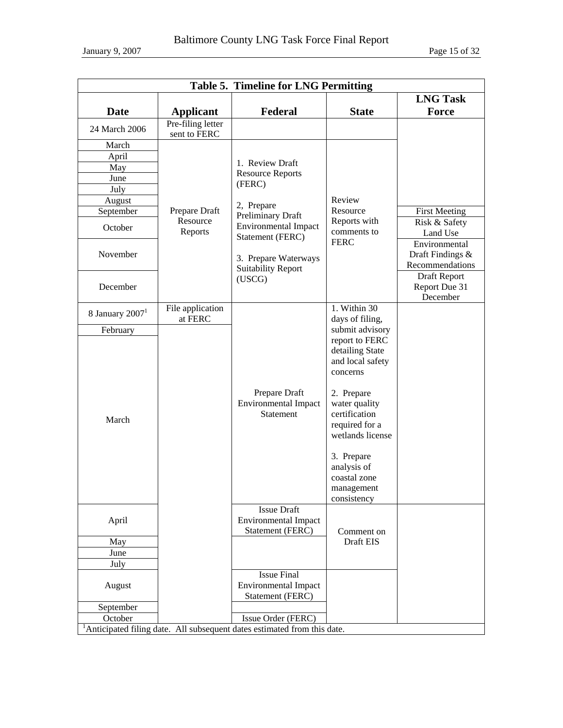**Table 5. Timeline for LNG Permitting**

| Date | Applicant | Federal | State | LNG Task Force |
|---|---|---|---|---|
| 24 March 2006 | Pre-filing letter sent to FERC | | | |
| March | Prepare Draft Resource Reports | 1. Review Draft Resource Reports (FERC)<br><br>2, Prepare Preliminary Draft Environmental Impact Statement (FERC)<br><br>3. Prepare Waterways Suitability Report (USCG) | Review Resource Reports with comments to FERC | |
| April | | | | |
| May | | | | |
| June | | | | |
| July | | | | |
| August | | | | |
| September | | | | First Meeting |
| October | | | | Risk & Safety Land Use |
| November | | | | Environmental Draft Findings & Recommendations |
| December | | | | Draft Report Report Due 31 December |
| 8 January 2007[1] | File application at FERC | Prepare Draft Environmental Impact Statement | 1. Within 30 days of filing, submit advisory report to FERC detailing State and local safety concerns<br><br>2. Prepare water quality certification required for a wetlands license<br><br>3. Prepare analysis of coastal zone management consistency | |
| February | | | | |
| March | | | | |
| April | | Issue Draft Environmental Impact Statement (FERC) | Comment on Draft EIS | |
| May | | | | |
| June | | | | |
| July | | | | |
| August | | Issue Final Environmental Impact Statement (FERC) | | |
| September | | | | |
| October | | Issue Order (FERC) | | |

[1]Anticipated filing date. All subsequent dates estimated from this date.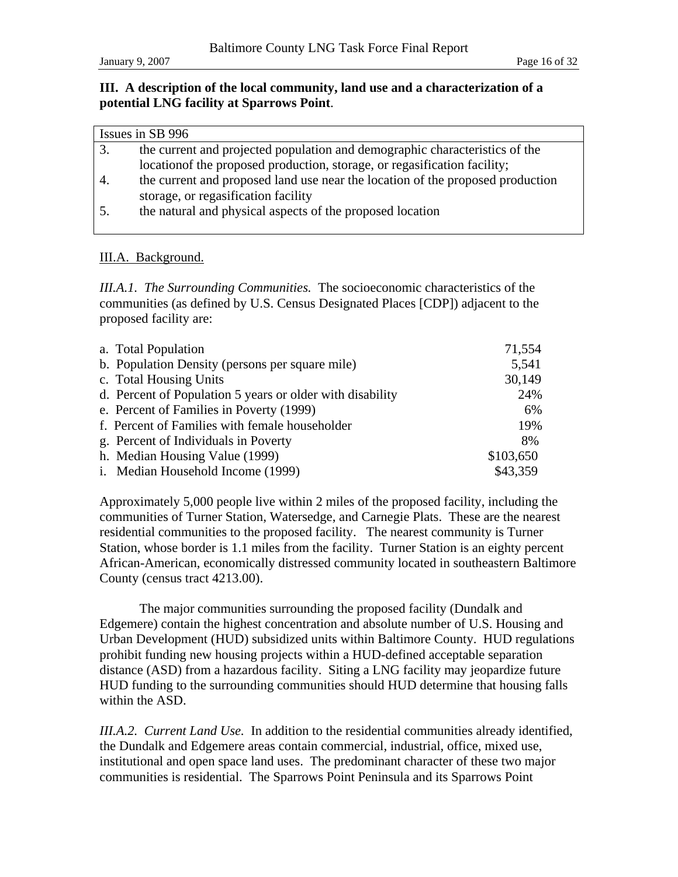### III. A description of the local community, land use and a characterization of a potential LNG facility at Sparrows Point.

| Issues in SB 996 | |
|---|---|
| 3. | the current and projected population and demographic characteristics of the locationof the proposed production, storage, or regasification facility; |
| 4. | the current and proposed land use near the location of the proposed production storage, or regasification facility |
| 5. | the natural and physical aspects of the proposed location |

III.A. Background.

*III.A.1. The Surrounding Communities.* The socioeconomic characteristics of the communities (as defined by U.S. Census Designated Places [CDP]) adjacent to the proposed facility are:

| | |
|---|---|
| a. Total Population | 71,554 |
| b. Population Density (persons per square mile) | 5,541 |
| c. Total Housing Units | 30,149 |
| d. Percent of Population 5 years or older with disability | 24% |
| e. Percent of Families in Poverty (1999) | 6% |
| f. Percent of Families with female householder | 19% |
| g. Percent of Individuals in Poverty | 8% |
| h. Median Housing Value (1999) | $103,650 |
| i. Median Household Income (1999) | $43,359 |

Approximately 5,000 people live within 2 miles of the proposed facility, including the communities of Turner Station, Watersedge, and Carnegie Plats. These are the nearest residential communities to the proposed facility. The nearest community is Turner Station, whose border is 1.1 miles from the facility. Turner Station is an eighty percent African-American, economically distressed community located in southeastern Baltimore County (census tract 4213.00).

The major communities surrounding the proposed facility (Dundalk and Edgemere) contain the highest concentration and absolute number of U.S. Housing and Urban Development (HUD) subsidized units within Baltimore County. HUD regulations prohibit funding new housing projects within a HUD-defined acceptable separation distance (ASD) from a hazardous facility. Siting a LNG facility may jeopardize future HUD funding to the surrounding communities should HUD determine that housing falls within the ASD.

*III.A.2. Current Land Use.* In addition to the residential communities already identified, the Dundalk and Edgemere areas contain commercial, industrial, office, mixed use, institutional and open space land uses. The predominant character of these two major communities is residential. The Sparrows Point Peninsula and its Sparrows Point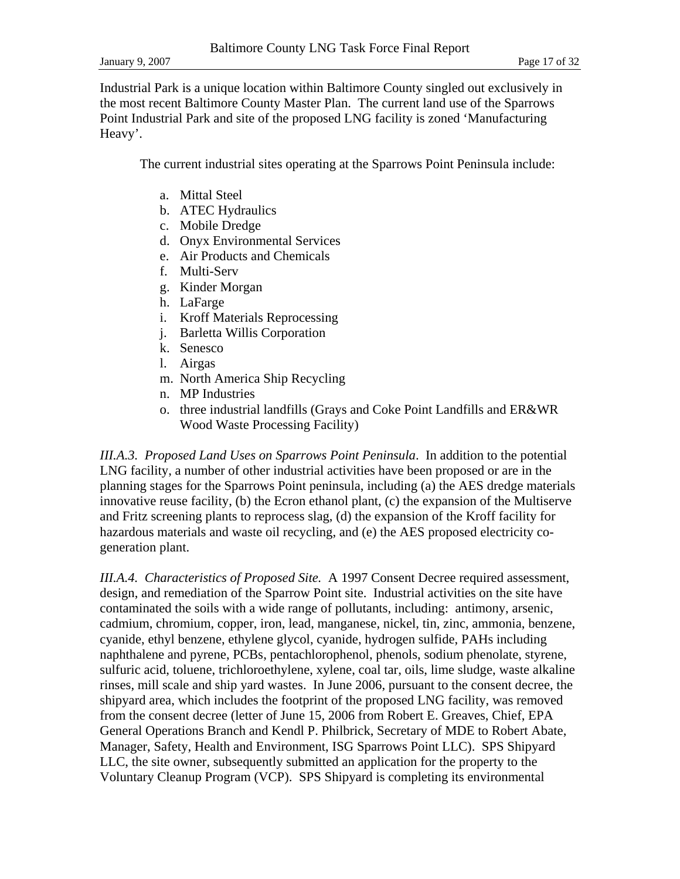Industrial Park is a unique location within Baltimore County singled out exclusively in the most recent Baltimore County Master Plan. The current land use of the Sparrows Point Industrial Park and site of the proposed LNG facility is zoned 'Manufacturing Heavy'.

The current industrial sites operating at the Sparrows Point Peninsula include:

a. Mittal Steel
b. ATEC Hydraulics
c. Mobile Dredge
d. Onyx Environmental Services
e. Air Products and Chemicals
f. Multi-Serv
g. Kinder Morgan
h. LaFarge
i. Kroff Materials Reprocessing
j. Barletta Willis Corporation
k. Senesco
l. Airgas
m. North America Ship Recycling
n. MP Industries
o. three industrial landfills (Grays and Coke Point Landfills and ER&WR Wood Waste Processing Facility)

*III.A.3. Proposed Land Uses on Sparrows Point Peninsula*. In addition to the potential LNG facility, a number of other industrial activities have been proposed or are in the planning stages for the Sparrows Point peninsula, including (a) the AES dredge materials innovative reuse facility, (b) the Ecron ethanol plant, (c) the expansion of the Multiserve and Fritz screening plants to reprocess slag, (d) the expansion of the Kroff facility for hazardous materials and waste oil recycling, and (e) the AES proposed electricity co-generation plant.

*III.A.4. Characteristics of Proposed Site.* A 1997 Consent Decree required assessment, design, and remediation of the Sparrow Point site. Industrial activities on the site have contaminated the soils with a wide range of pollutants, including: antimony, arsenic, cadmium, chromium, copper, iron, lead, manganese, nickel, tin, zinc, ammonia, benzene, cyanide, ethyl benzene, ethylene glycol, cyanide, hydrogen sulfide, PAHs including naphthalene and pyrene, PCBs, pentachlorophenol, phenols, sodium phenolate, styrene, sulfuric acid, toluene, trichloroethylene, xylene, coal tar, oils, lime sludge, waste alkaline rinses, mill scale and ship yard wastes. In June 2006, pursuant to the consent decree, the shipyard area, which includes the footprint of the proposed LNG facility, was removed from the consent decree (letter of June 15, 2006 from Robert E. Greaves, Chief, EPA General Operations Branch and Kendl P. Philbrick, Secretary of MDE to Robert Abate, Manager, Safety, Health and Environment, ISG Sparrows Point LLC). SPS Shipyard LLC, the site owner, subsequently submitted an application for the property to the Voluntary Cleanup Program (VCP). SPS Shipyard is completing its environmental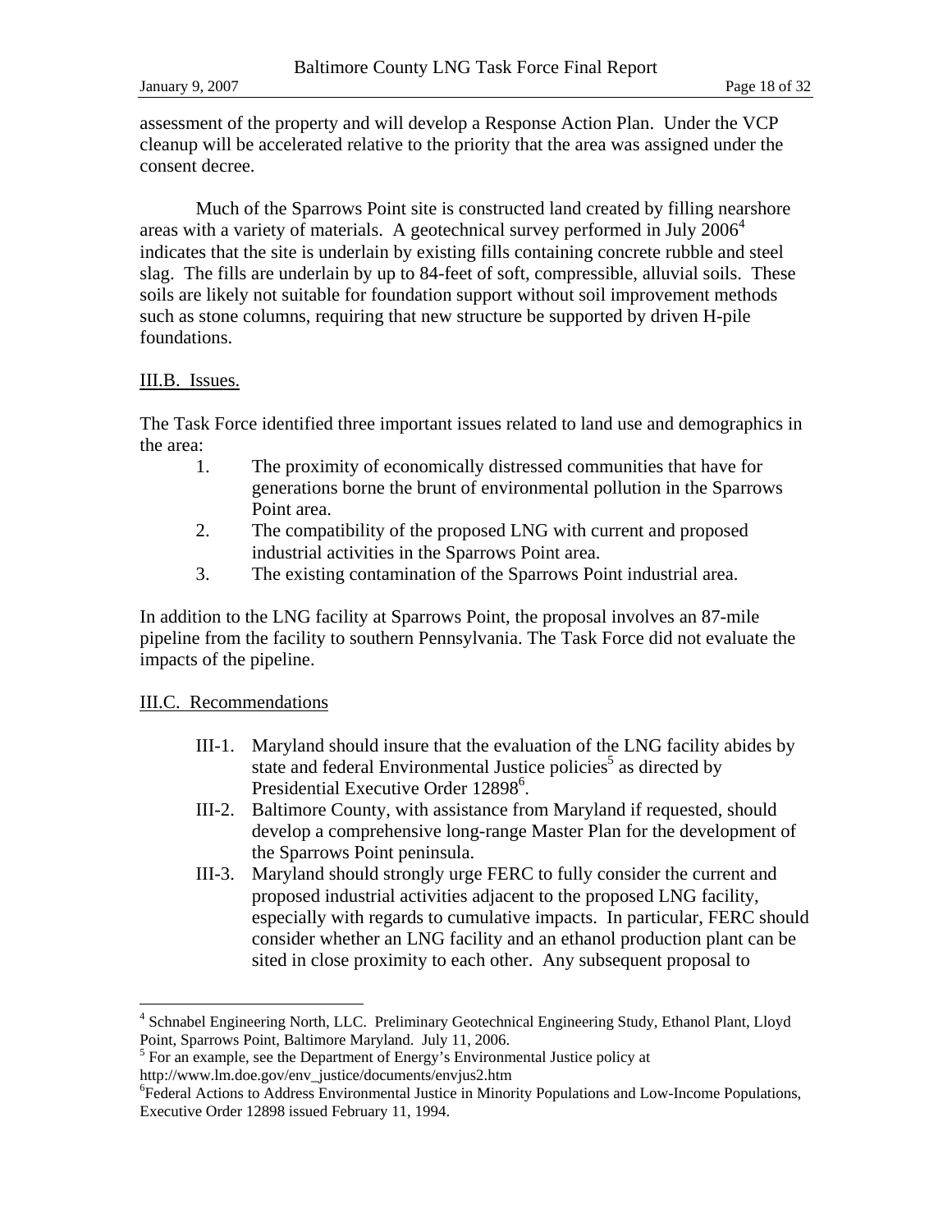assessment of the property and will develop a Response Action Plan. Under the VCP cleanup will be accelerated relative to the priority that the area was assigned under the consent decree.

Much of the Sparrows Point site is constructed land created by filling nearshore areas with a variety of materials. A geotechnical survey performed in July 2006[4] indicates that the site is underlain by existing fills containing concrete rubble and steel slag. The fills are underlain by up to 84-feet of soft, compressible, alluvial soils. These soils are likely not suitable for foundation support without soil improvement methods such as stone columns, requiring that new structure be supported by driven H-pile foundations.

## III.B. Issues.

The Task Force identified three important issues related to land use and demographics in the area:

1. The proximity of economically distressed communities that have for generations borne the brunt of environmental pollution in the Sparrows Point area.
2. The compatibility of the proposed LNG with current and proposed industrial activities in the Sparrows Point area.
3. The existing contamination of the Sparrows Point industrial area.

In addition to the LNG facility at Sparrows Point, the proposal involves an 87-mile pipeline from the facility to southern Pennsylvania. The Task Force did not evaluate the impacts of the pipeline.

## III.C. Recommendations

- III-1. Maryland should insure that the evaluation of the LNG facility abides by state and federal Environmental Justice policies[5] as directed by Presidential Executive Order 12898[6].
- III-2. Baltimore County, with assistance from Maryland if requested, should develop a comprehensive long-range Master Plan for the development of the Sparrows Point peninsula.
- III-3. Maryland should strongly urge FERC to fully consider the current and proposed industrial activities adjacent to the proposed LNG facility, especially with regards to cumulative impacts. In particular, FERC should consider whether an LNG facility and an ethanol production plant can be sited in close proximity to each other. Any subsequent proposal to

---

[4] Schnabel Engineering North, LLC. Preliminary Geotechnical Engineering Study, Ethanol Plant, Lloyd Point, Sparrows Point, Baltimore Maryland. July 11, 2006.

[5] For an example, see the Department of Energy's Environmental Justice policy at http://www.lm.doe.gov/env_justice/documents/envjus2.htm

[6] Federal Actions to Address Environmental Justice in Minority Populations and Low-Income Populations, Executive Order 12898 issued February 11, 1994.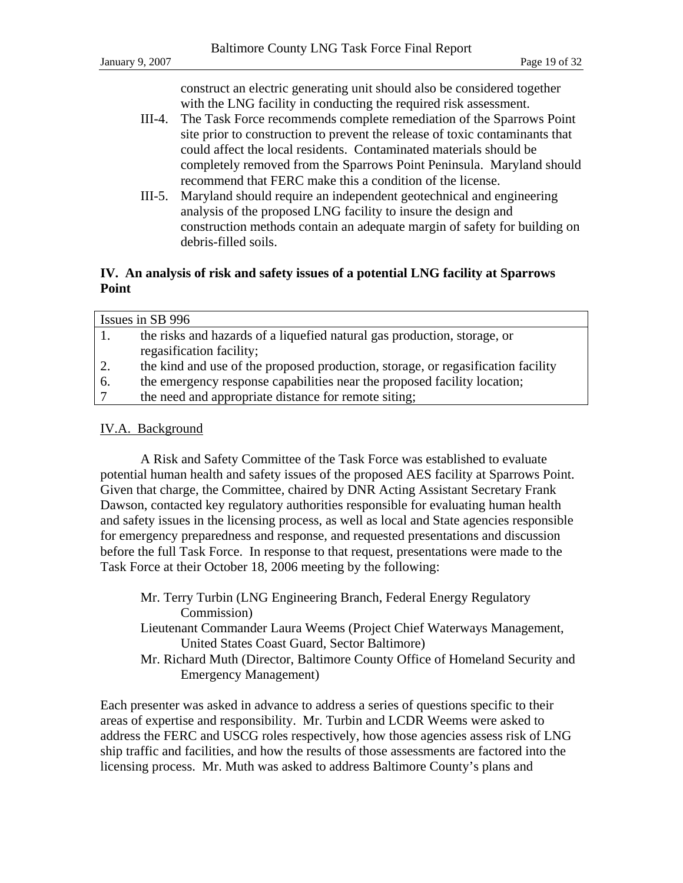construct an electric generating unit should also be considered together with the LNG facility in conducting the required risk assessment.

III-4. The Task Force recommends complete remediation of the Sparrows Point site prior to construction to prevent the release of toxic contaminants that could affect the local residents. Contaminated materials should be completely removed from the Sparrows Point Peninsula. Maryland should recommend that FERC make this a condition of the license.

III-5. Maryland should require an independent geotechnical and engineering analysis of the proposed LNG facility to insure the design and construction methods contain an adequate margin of safety for building on debris-filled soils.

## IV. An analysis of risk and safety issues of a potential LNG facility at Sparrows Point

| Issues in SB 996 | |
|---|---|
| 1. | the risks and hazards of a liquefied natural gas production, storage, or regasification facility; |
| 2. | the kind and use of the proposed production, storage, or regasification facility |
| 6. | the emergency response capabilities near the proposed facility location; |
| 7 | the need and appropriate distance for remote siting; |

### IV.A. Background

A Risk and Safety Committee of the Task Force was established to evaluate potential human health and safety issues of the proposed AES facility at Sparrows Point. Given that charge, the Committee, chaired by DNR Acting Assistant Secretary Frank Dawson, contacted key regulatory authorities responsible for evaluating human health and safety issues in the licensing process, as well as local and State agencies responsible for emergency preparedness and response, and requested presentations and discussion before the full Task Force. In response to that request, presentations were made to the Task Force at their October 18, 2006 meeting by the following:

Mr. Terry Turbin (LNG Engineering Branch, Federal Energy Regulatory Commission)
Lieutenant Commander Laura Weems (Project Chief Waterways Management, United States Coast Guard, Sector Baltimore)
Mr. Richard Muth (Director, Baltimore County Office of Homeland Security and Emergency Management)

Each presenter was asked in advance to address a series of questions specific to their areas of expertise and responsibility. Mr. Turbin and LCDR Weems were asked to address the FERC and USCG roles respectively, how those agencies assess risk of LNG ship traffic and facilities, and how the results of those assessments are factored into the licensing process. Mr. Muth was asked to address Baltimore County's plans and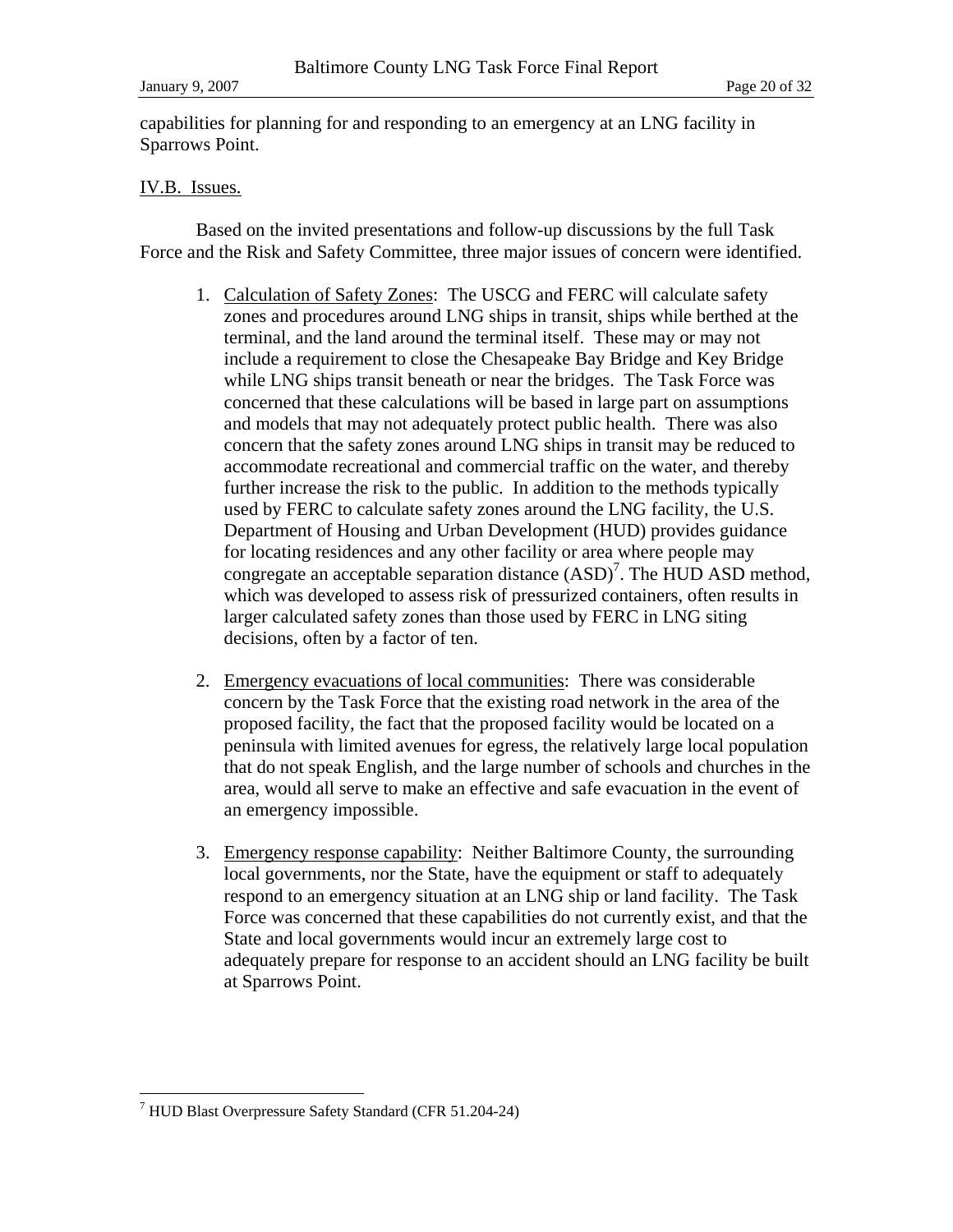capabilities for planning for and responding to an emergency at an LNG facility in Sparrows Point.

IV.B. Issues.

Based on the invited presentations and follow-up discussions by the full Task Force and the Risk and Safety Committee, three major issues of concern were identified.

1. Calculation of Safety Zones: The USCG and FERC will calculate safety zones and procedures around LNG ships in transit, ships while berthed at the terminal, and the land around the terminal itself. These may or may not include a requirement to close the Chesapeake Bay Bridge and Key Bridge while LNG ships transit beneath or near the bridges. The Task Force was concerned that these calculations will be based in large part on assumptions and models that may not adequately protect public health. There was also concern that the safety zones around LNG ships in transit may be reduced to accommodate recreational and commercial traffic on the water, and thereby further increase the risk to the public. In addition to the methods typically used by FERC to calculate safety zones around the LNG facility, the U.S. Department of Housing and Urban Development (HUD) provides guidance for locating residences and any other facility or area where people may congregate an acceptable separation distance (ASD)[7]. The HUD ASD method, which was developed to assess risk of pressurized containers, often results in larger calculated safety zones than those used by FERC in LNG siting decisions, often by a factor of ten.

2. Emergency evacuations of local communities: There was considerable concern by the Task Force that the existing road network in the area of the proposed facility, the fact that the proposed facility would be located on a peninsula with limited avenues for egress, the relatively large local population that do not speak English, and the large number of schools and churches in the area, would all serve to make an effective and safe evacuation in the event of an emergency impossible.

3. Emergency response capability: Neither Baltimore County, the surrounding local governments, nor the State, have the equipment or staff to adequately respond to an emergency situation at an LNG ship or land facility. The Task Force was concerned that these capabilities do not currently exist, and that the State and local governments would incur an extremely large cost to adequately prepare for response to an accident should an LNG facility be built at Sparrows Point.

[7] HUD Blast Overpressure Safety Standard (CFR 51.204-24)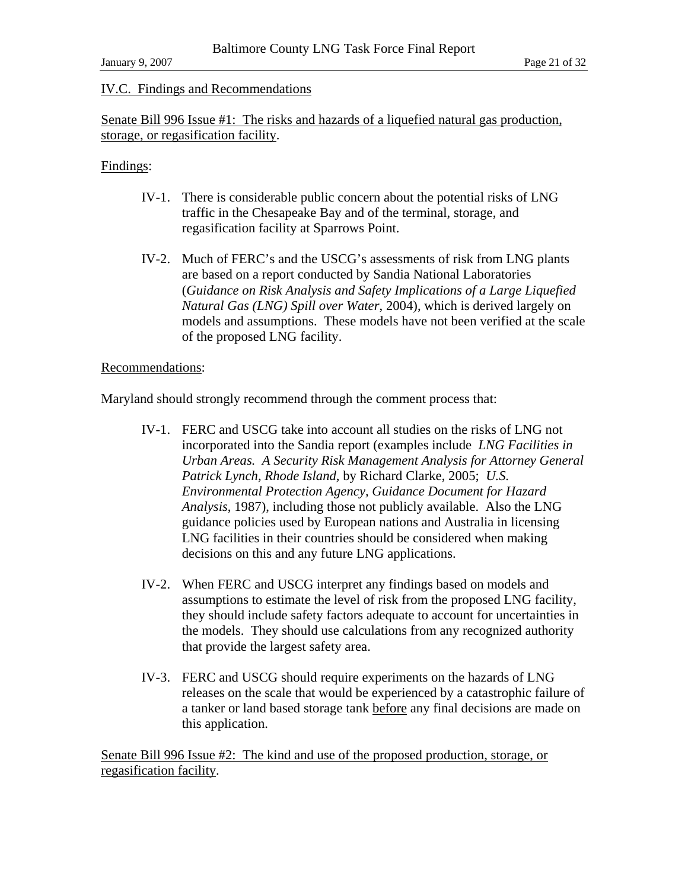IV.C. Findings and Recommendations

Senate Bill 996 Issue #1: The risks and hazards of a liquefied natural gas production, storage, or regasification facility.

Findings:

IV-1. There is considerable public concern about the potential risks of LNG traffic in the Chesapeake Bay and of the terminal, storage, and regasification facility at Sparrows Point.

IV-2. Much of FERC's and the USCG's assessments of risk from LNG plants are based on a report conducted by Sandia National Laboratories (*Guidance on Risk Analysis and Safety Implications of a Large Liquefied Natural Gas (LNG) Spill over Water*, 2004), which is derived largely on models and assumptions. These models have not been verified at the scale of the proposed LNG facility.

Recommendations:

Maryland should strongly recommend through the comment process that:

IV-1. FERC and USCG take into account all studies on the risks of LNG not incorporated into the Sandia report (examples include *LNG Facilities in Urban Areas. A Security Risk Management Analysis for Attorney General Patrick Lynch, Rhode Island,* by Richard Clarke, 2005; *U.S. Environmental Protection Agency, Guidance Document for Hazard Analysis*, 1987), including those not publicly available. Also the LNG guidance policies used by European nations and Australia in licensing LNG facilities in their countries should be considered when making decisions on this and any future LNG applications.

IV-2. When FERC and USCG interpret any findings based on models and assumptions to estimate the level of risk from the proposed LNG facility, they should include safety factors adequate to account for uncertainties in the models. They should use calculations from any recognized authority that provide the largest safety area.

IV-3. FERC and USCG should require experiments on the hazards of LNG releases on the scale that would be experienced by a catastrophic failure of a tanker or land based storage tank before any final decisions are made on this application.

Senate Bill 996 Issue #2: The kind and use of the proposed production, storage, or regasification facility.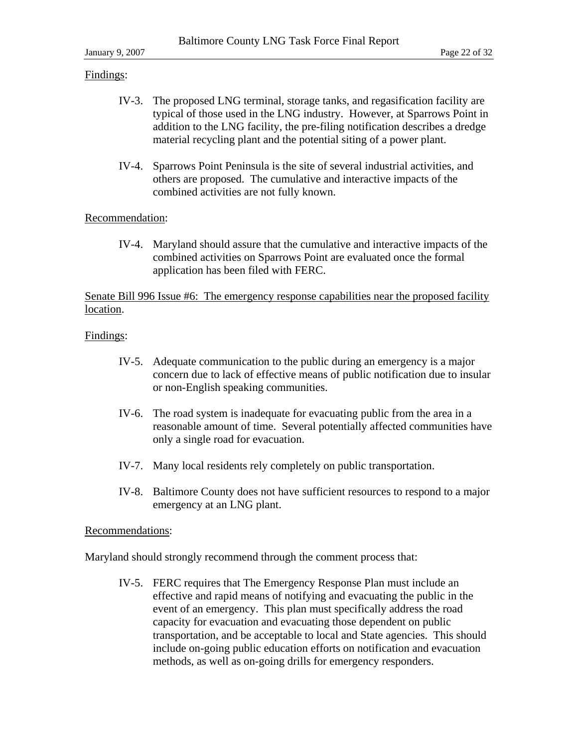Findings:

IV-3. The proposed LNG terminal, storage tanks, and regasification facility are typical of those used in the LNG industry. However, at Sparrows Point in addition to the LNG facility, the pre-filing notification describes a dredge material recycling plant and the potential siting of a power plant.

IV-4. Sparrows Point Peninsula is the site of several industrial activities, and others are proposed. The cumulative and interactive impacts of the combined activities are not fully known.

Recommendation:

IV-4. Maryland should assure that the cumulative and interactive impacts of the combined activities on Sparrows Point are evaluated once the formal application has been filed with FERC.

Senate Bill 996 Issue #6: The emergency response capabilities near the proposed facility location.

Findings:

IV-5. Adequate communication to the public during an emergency is a major concern due to lack of effective means of public notification due to insular or non-English speaking communities.

IV-6. The road system is inadequate for evacuating public from the area in a reasonable amount of time. Several potentially affected communities have only a single road for evacuation.

IV-7. Many local residents rely completely on public transportation.

IV-8. Baltimore County does not have sufficient resources to respond to a major emergency at an LNG plant.

Recommendations:

Maryland should strongly recommend through the comment process that:

IV-5. FERC requires that The Emergency Response Plan must include an effective and rapid means of notifying and evacuating the public in the event of an emergency. This plan must specifically address the road capacity for evacuation and evacuating those dependent on public transportation, and be acceptable to local and State agencies. This should include on-going public education efforts on notification and evacuation methods, as well as on-going drills for emergency responders.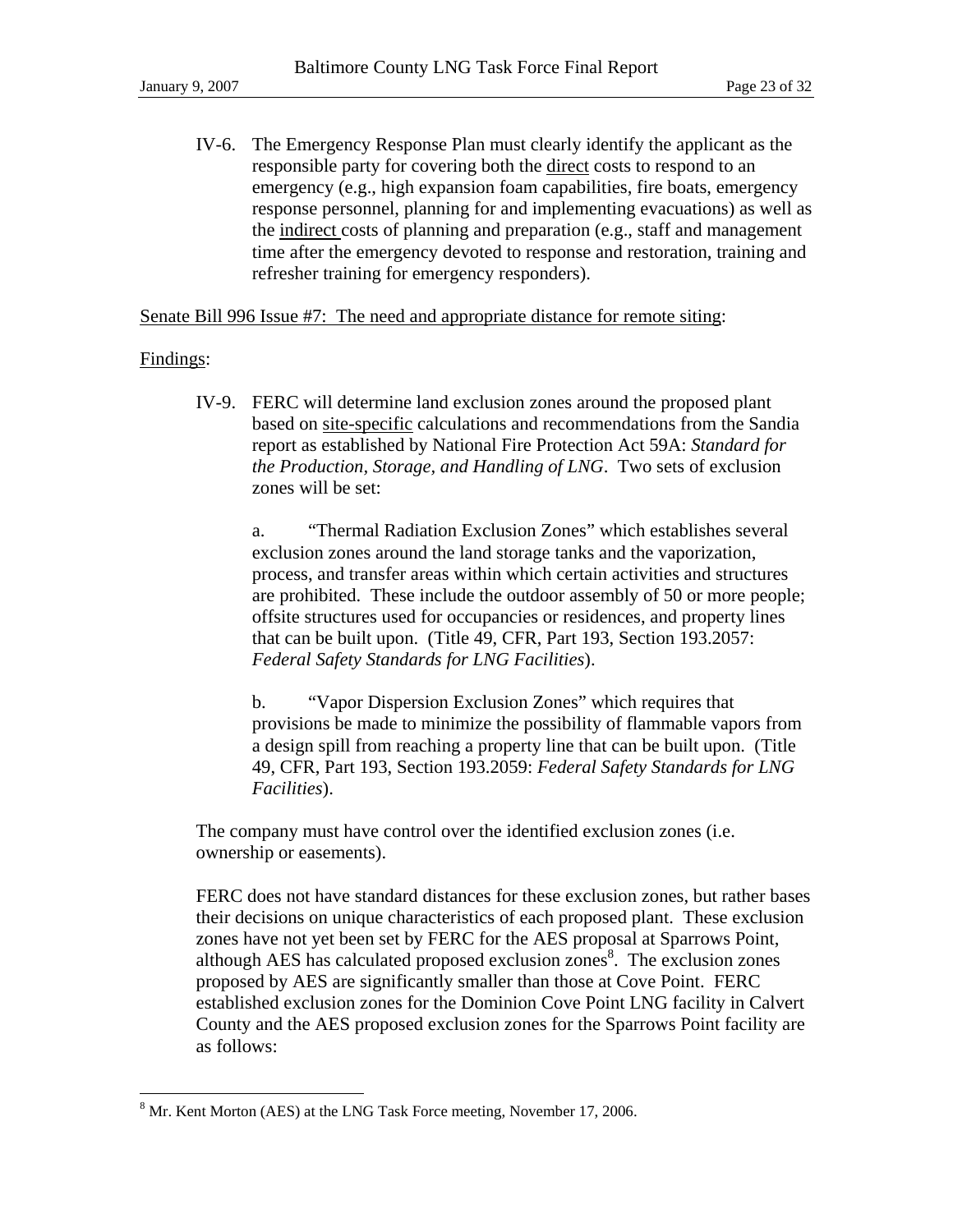IV-6. The Emergency Response Plan must clearly identify the applicant as the responsible party for covering both the direct costs to respond to an emergency (e.g., high expansion foam capabilities, fire boats, emergency response personnel, planning for and implementing evacuations) as well as the indirect costs of planning and preparation (e.g., staff and management time after the emergency devoted to response and restoration, training and refresher training for emergency responders).

Senate Bill 996 Issue #7: The need and appropriate distance for remote siting:

Findings:

IV-9. FERC will determine land exclusion zones around the proposed plant based on site-specific calculations and recommendations from the Sandia report as established by National Fire Protection Act 59A: *Standard for the Production, Storage, and Handling of LNG*. Two sets of exclusion zones will be set:

a. "Thermal Radiation Exclusion Zones" which establishes several exclusion zones around the land storage tanks and the vaporization, process, and transfer areas within which certain activities and structures are prohibited. These include the outdoor assembly of 50 or more people; offsite structures used for occupancies or residences, and property lines that can be built upon. (Title 49, CFR, Part 193, Section 193.2057: *Federal Safety Standards for LNG Facilities*).

b. "Vapor Dispersion Exclusion Zones" which requires that provisions be made to minimize the possibility of flammable vapors from a design spill from reaching a property line that can be built upon. (Title 49, CFR, Part 193, Section 193.2059: *Federal Safety Standards for LNG Facilities*).

The company must have control over the identified exclusion zones (i.e. ownership or easements).

FERC does not have standard distances for these exclusion zones, but rather bases their decisions on unique characteristics of each proposed plant. These exclusion zones have not yet been set by FERC for the AES proposal at Sparrows Point, although AES has calculated proposed exclusion zones[8]. The exclusion zones proposed by AES are significantly smaller than those at Cove Point. FERC established exclusion zones for the Dominion Cove Point LNG facility in Calvert County and the AES proposed exclusion zones for the Sparrows Point facility are as follows:

[8] Mr. Kent Morton (AES) at the LNG Task Force meeting, November 17, 2006.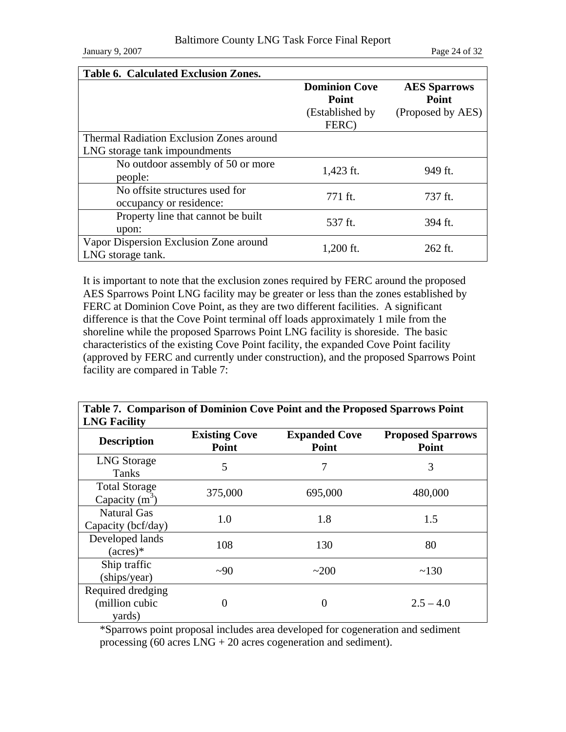| Table 6. Calculated Exclusion Zones. | | |
|---|---|---|
| | **Dominion Cove Point** (Established by FERC) | **AES Sparrows Point** (Proposed by AES) |
| Thermal Radiation Exclusion Zones around LNG storage tank impoundments | | |
| No outdoor assembly of 50 or more people: | 1,423 ft. | 949 ft. |
| No offsite structures used for occupancy or residence: | 771 ft. | 737 ft. |
| Property line that cannot be built upon: | 537 ft. | 394 ft. |
| Vapor Dispersion Exclusion Zone around LNG storage tank. | 1,200 ft. | 262 ft. |

It is important to note that the exclusion zones required by FERC around the proposed AES Sparrows Point LNG facility may be greater or less than the zones established by FERC at Dominion Cove Point, as they are two different facilities. A significant difference is that the Cove Point terminal off loads approximately 1 mile from the shoreline while the proposed Sparrows Point LNG facility is shoreside. The basic characteristics of the existing Cove Point facility, the expanded Cove Point facility (approved by FERC and currently under construction), and the proposed Sparrows Point facility are compared in Table 7:

| Table 7. Comparison of Dominion Cove Point and the Proposed Sparrows Point LNG Facility | | | |
|---|---|---|---|
| **Description** | **Existing Cove Point** | **Expanded Cove Point** | **Proposed Sparrows Point** |
| LNG Storage Tanks | 5 | 7 | 3 |
| Total Storage Capacity ($m^3$) | 375,000 | 695,000 | 480,000 |
| Natural Gas Capacity (bcf/day) | 1.0 | 1.8 | 1.5 |
| Developed lands (acres)* | 108 | 130 | 80 |
| Ship traffic (ships/year) | ~90 | ~200 | ~130 |
| Required dredging (million cubic yards) | 0 | 0 | 2.5 – 4.0 |

*Sparrows point proposal includes area developed for cogeneration and sediment processing (60 acres LNG + 20 acres cogeneration and sediment).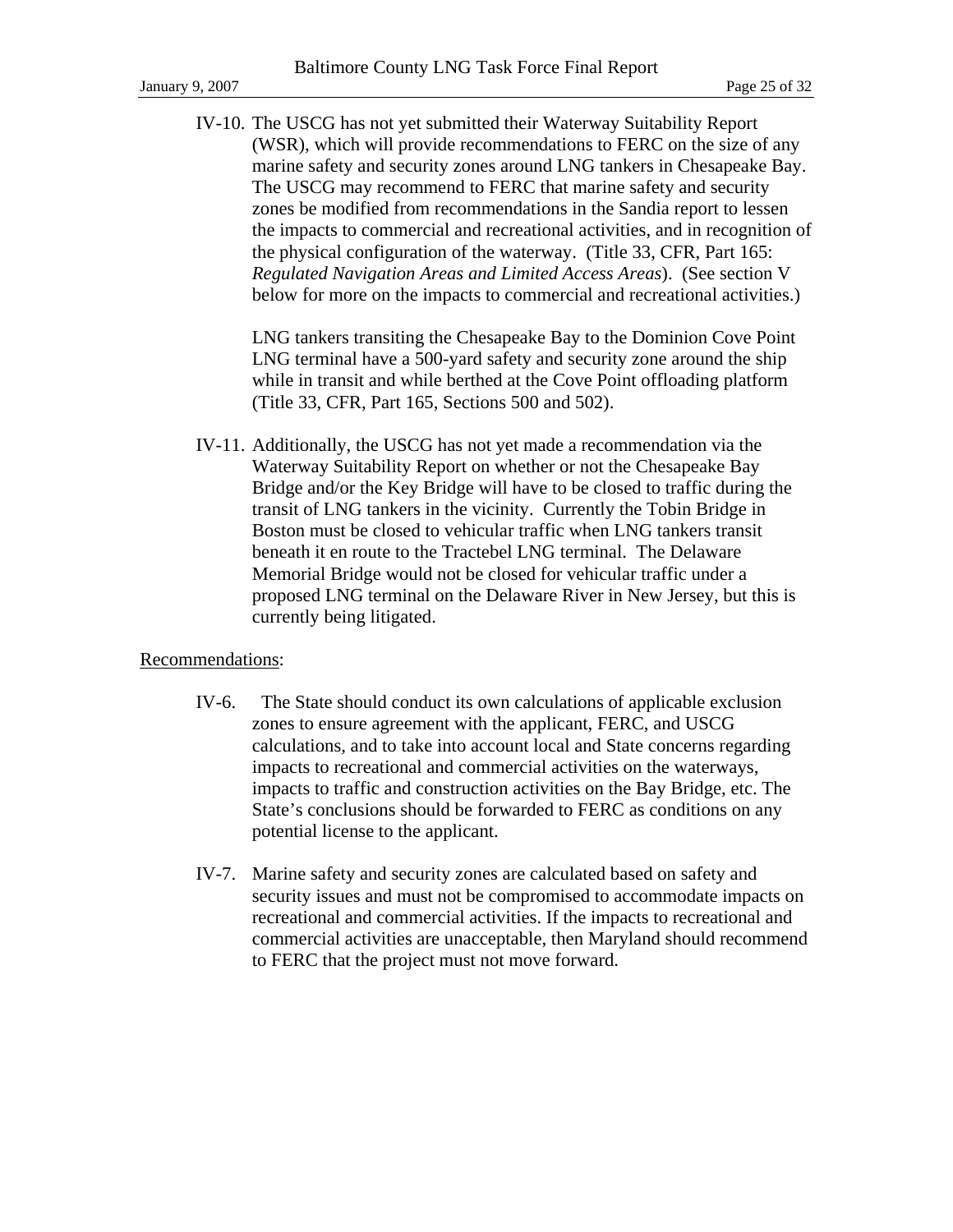IV-10. The USCG has not yet submitted their Waterway Suitability Report (WSR), which will provide recommendations to FERC on the size of any marine safety and security zones around LNG tankers in Chesapeake Bay. The USCG may recommend to FERC that marine safety and security zones be modified from recommendations in the Sandia report to lessen the impacts to commercial and recreational activities, and in recognition of the physical configuration of the waterway. (Title 33, CFR, Part 165: *Regulated Navigation Areas and Limited Access Areas*). (See section V below for more on the impacts to commercial and recreational activities.)

LNG tankers transiting the Chesapeake Bay to the Dominion Cove Point LNG terminal have a 500-yard safety and security zone around the ship while in transit and while berthed at the Cove Point offloading platform (Title 33, CFR, Part 165, Sections 500 and 502).

IV-11. Additionally, the USCG has not yet made a recommendation via the Waterway Suitability Report on whether or not the Chesapeake Bay Bridge and/or the Key Bridge will have to be closed to traffic during the transit of LNG tankers in the vicinity. Currently the Tobin Bridge in Boston must be closed to vehicular traffic when LNG tankers transit beneath it en route to the Tractebel LNG terminal. The Delaware Memorial Bridge would not be closed for vehicular traffic under a proposed LNG terminal on the Delaware River in New Jersey, but this is currently being litigated.

Recommendations:

IV-6. The State should conduct its own calculations of applicable exclusion zones to ensure agreement with the applicant, FERC, and USCG calculations, and to take into account local and State concerns regarding impacts to recreational and commercial activities on the waterways, impacts to traffic and construction activities on the Bay Bridge, etc. The State's conclusions should be forwarded to FERC as conditions on any potential license to the applicant.

IV-7. Marine safety and security zones are calculated based on safety and security issues and must not be compromised to accommodate impacts on recreational and commercial activities. If the impacts to recreational and commercial activities are unacceptable, then Maryland should recommend to FERC that the project must not move forward.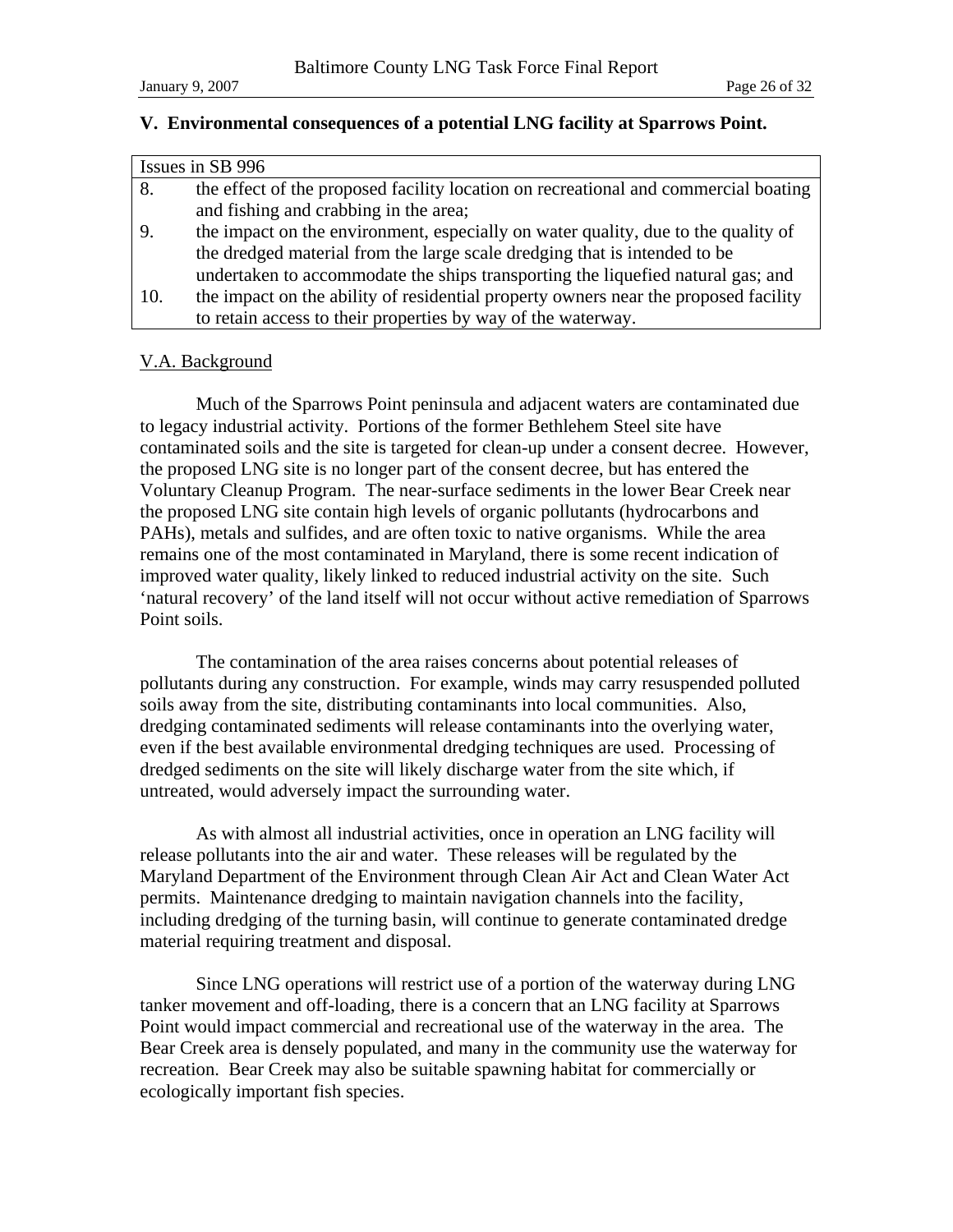## V. Environmental consequences of a potential LNG facility at Sparrows Point.

| Issues in SB 996 | |
|---|---|
| 8. | the effect of the proposed facility location on recreational and commercial boating and fishing and crabbing in the area; |
| 9. | the impact on the environment, especially on water quality, due to the quality of the dredged material from the large scale dredging that is intended to be undertaken to accommodate the ships transporting the liquefied natural gas; and |
| 10. | the impact on the ability of residential property owners near the proposed facility to retain access to their properties by way of the waterway. |

### V.A. Background

Much of the Sparrows Point peninsula and adjacent waters are contaminated due to legacy industrial activity. Portions of the former Bethlehem Steel site have contaminated soils and the site is targeted for clean-up under a consent decree. However, the proposed LNG site is no longer part of the consent decree, but has entered the Voluntary Cleanup Program. The near-surface sediments in the lower Bear Creek near the proposed LNG site contain high levels of organic pollutants (hydrocarbons and PAHs), metals and sulfides, and are often toxic to native organisms. While the area remains one of the most contaminated in Maryland, there is some recent indication of improved water quality, likely linked to reduced industrial activity on the site. Such 'natural recovery' of the land itself will not occur without active remediation of Sparrows Point soils.

The contamination of the area raises concerns about potential releases of pollutants during any construction. For example, winds may carry resuspended polluted soils away from the site, distributing contaminants into local communities. Also, dredging contaminated sediments will release contaminants into the overlying water, even if the best available environmental dredging techniques are used. Processing of dredged sediments on the site will likely discharge water from the site which, if untreated, would adversely impact the surrounding water.

As with almost all industrial activities, once in operation an LNG facility will release pollutants into the air and water. These releases will be regulated by the Maryland Department of the Environment through Clean Air Act and Clean Water Act permits. Maintenance dredging to maintain navigation channels into the facility, including dredging of the turning basin, will continue to generate contaminated dredge material requiring treatment and disposal.

Since LNG operations will restrict use of a portion of the waterway during LNG tanker movement and off-loading, there is a concern that an LNG facility at Sparrows Point would impact commercial and recreational use of the waterway in the area. The Bear Creek area is densely populated, and many in the community use the waterway for recreation. Bear Creek may also be suitable spawning habitat for commercially or ecologically important fish species.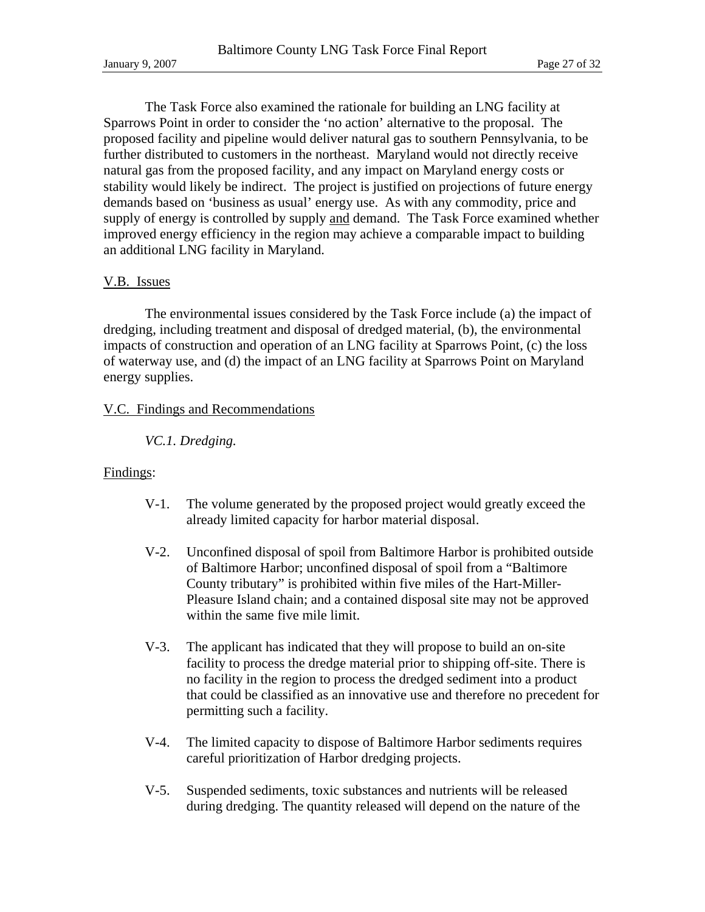The Task Force also examined the rationale for building an LNG facility at Sparrows Point in order to consider the 'no action' alternative to the proposal. The proposed facility and pipeline would deliver natural gas to southern Pennsylvania, to be further distributed to customers in the northeast. Maryland would not directly receive natural gas from the proposed facility, and any impact on Maryland energy costs or stability would likely be indirect. The project is justified on projections of future energy demands based on 'business as usual' energy use. As with any commodity, price and supply of energy is controlled by supply and demand. The Task Force examined whether improved energy efficiency in the region may achieve a comparable impact to building an additional LNG facility in Maryland.

## V.B. Issues

The environmental issues considered by the Task Force include (a) the impact of dredging, including treatment and disposal of dredged material, (b), the environmental impacts of construction and operation of an LNG facility at Sparrows Point, (c) the loss of waterway use, and (d) the impact of an LNG facility at Sparrows Point on Maryland energy supplies.

## V.C. Findings and Recommendations

### *VC.1. Dredging.*

Findings:

- V-1. The volume generated by the proposed project would greatly exceed the already limited capacity for harbor material disposal.
- V-2. Unconfined disposal of spoil from Baltimore Harbor is prohibited outside of Baltimore Harbor; unconfined disposal of spoil from a "Baltimore County tributary" is prohibited within five miles of the Hart-Miller-Pleasure Island chain; and a contained disposal site may not be approved within the same five mile limit.
- V-3. The applicant has indicated that they will propose to build an on-site facility to process the dredge material prior to shipping off-site. There is no facility in the region to process the dredged sediment into a product that could be classified as an innovative use and therefore no precedent for permitting such a facility.
- V-4. The limited capacity to dispose of Baltimore Harbor sediments requires careful prioritization of Harbor dredging projects.
- V-5. Suspended sediments, toxic substances and nutrients will be released during dredging. The quantity released will depend on the nature of the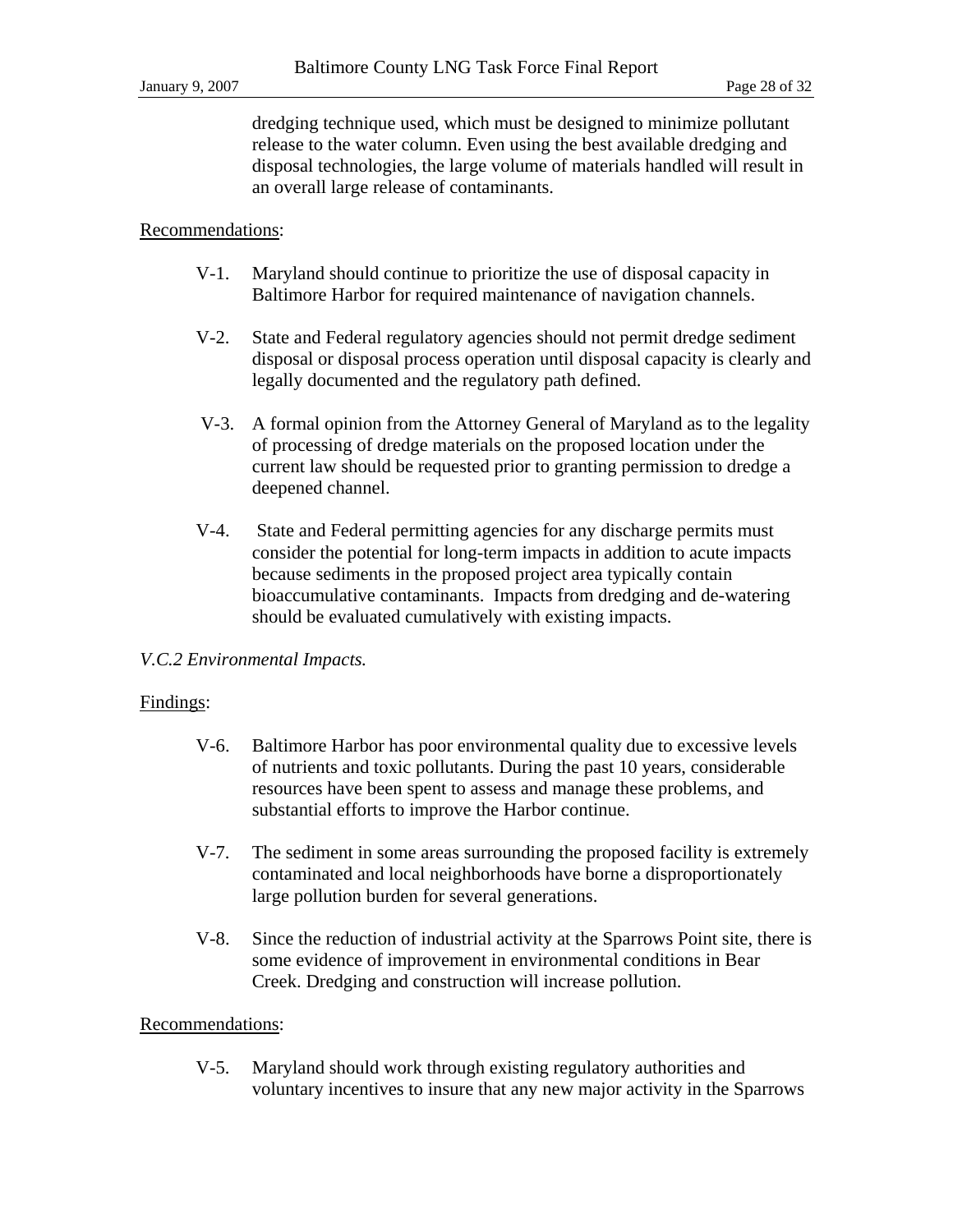dredging technique used, which must be designed to minimize pollutant release to the water column. Even using the best available dredging and disposal technologies, the large volume of materials handled will result in an overall large release of contaminants.

Recommendations:

V-1. Maryland should continue to prioritize the use of disposal capacity in Baltimore Harbor for required maintenance of navigation channels.

V-2. State and Federal regulatory agencies should not permit dredge sediment disposal or disposal process operation until disposal capacity is clearly and legally documented and the regulatory path defined.

V-3. A formal opinion from the Attorney General of Maryland as to the legality of processing of dredge materials on the proposed location under the current law should be requested prior to granting permission to dredge a deepened channel.

V-4. State and Federal permitting agencies for any discharge permits must consider the potential for long-term impacts in addition to acute impacts because sediments in the proposed project area typically contain bioaccumulative contaminants. Impacts from dredging and de-watering should be evaluated cumulatively with existing impacts.

*V.C.2 Environmental Impacts.*

Findings:

V-6. Baltimore Harbor has poor environmental quality due to excessive levels of nutrients and toxic pollutants. During the past 10 years, considerable resources have been spent to assess and manage these problems, and substantial efforts to improve the Harbor continue.

V-7. The sediment in some areas surrounding the proposed facility is extremely contaminated and local neighborhoods have borne a disproportionately large pollution burden for several generations.

V-8. Since the reduction of industrial activity at the Sparrows Point site, there is some evidence of improvement in environmental conditions in Bear Creek. Dredging and construction will increase pollution.

Recommendations:

V-5. Maryland should work through existing regulatory authorities and voluntary incentives to insure that any new major activity in the Sparrows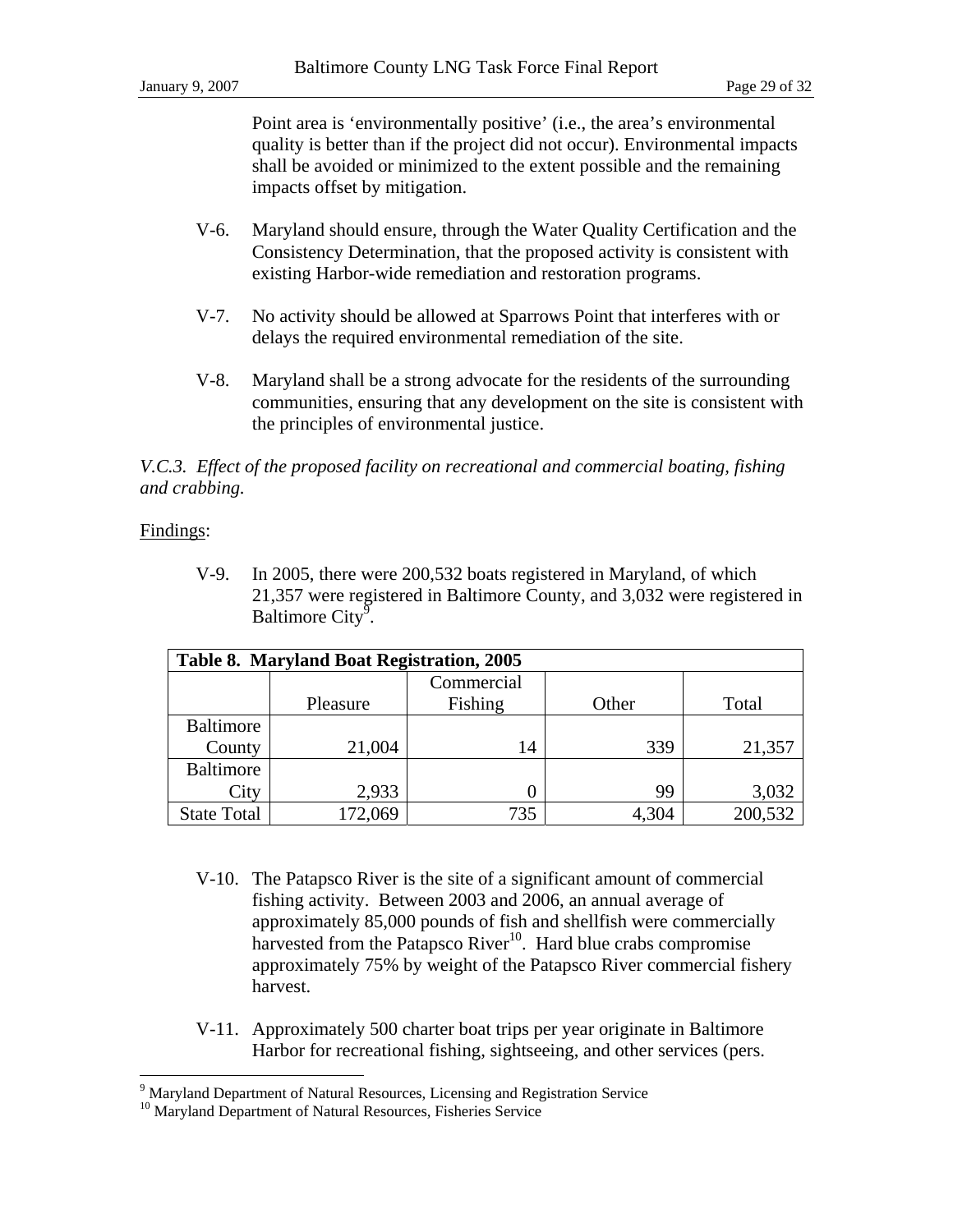Point area is 'environmentally positive' (i.e., the area's environmental quality is better than if the project did not occur). Environmental impacts shall be avoided or minimized to the extent possible and the remaining impacts offset by mitigation.

V-6. Maryland should ensure, through the Water Quality Certification and the Consistency Determination, that the proposed activity is consistent with existing Harbor-wide remediation and restoration programs.

V-7. No activity should be allowed at Sparrows Point that interferes with or delays the required environmental remediation of the site.

V-8. Maryland shall be a strong advocate for the residents of the surrounding communities, ensuring that any development on the site is consistent with the principles of environmental justice.

*V.C.3. Effect of the proposed facility on recreational and commercial boating, fishing and crabbing.*

Findings:

V-9. In 2005, there were 200,532 boats registered in Maryland, of which 21,357 were registered in Baltimore County, and 3,032 were registered in Baltimore City[9].

| Table 8. Maryland Boat Registration, 2005 | | | | |
|---|---|---|---|---|
| | Pleasure | Commercial Fishing | Other | Total |
| Baltimore County | 21,004 | 14 | 339 | 21,357 |
| Baltimore City | 2,933 | 0 | 99 | 3,032 |
| State Total | 172,069 | 735 | 4,304 | 200,532 |

V-10. The Patapsco River is the site of a significant amount of commercial fishing activity. Between 2003 and 2006, an annual average of approximately 85,000 pounds of fish and shellfish were commercially harvested from the Patapsco River[10]. Hard blue crabs compromise approximately 75% by weight of the Patapsco River commercial fishery harvest.

V-11. Approximately 500 charter boat trips per year originate in Baltimore Harbor for recreational fishing, sightseeing, and other services (pers.

[9] Maryland Department of Natural Resources, Licensing and Registration Service

[10] Maryland Department of Natural Resources, Fisheries Service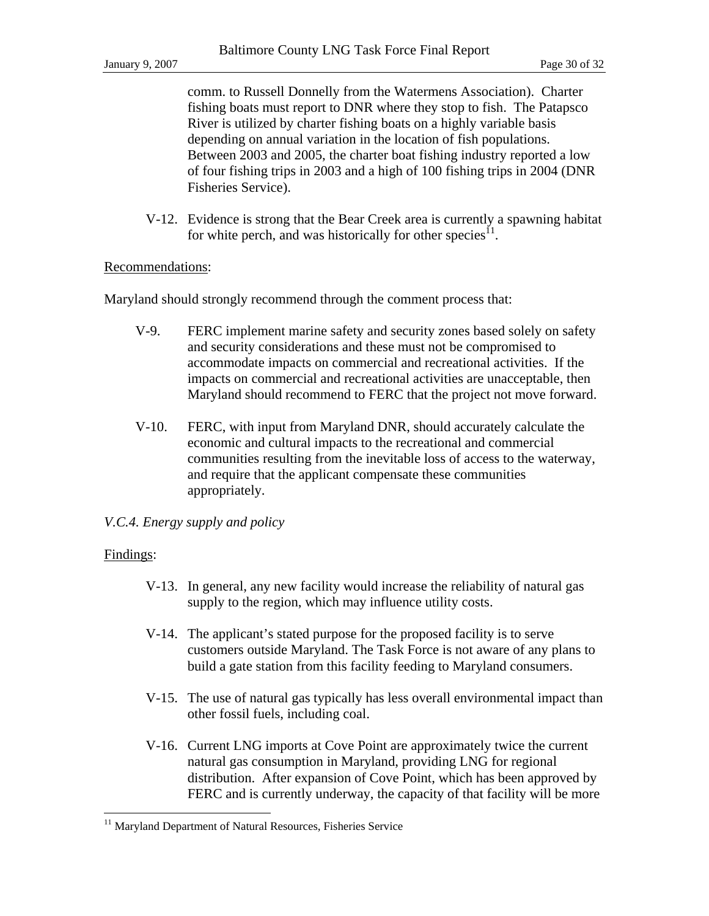comm. to Russell Donnelly from the Watermens Association). Charter fishing boats must report to DNR where they stop to fish. The Patapsco River is utilized by charter fishing boats on a highly variable basis depending on annual variation in the location of fish populations. Between 2003 and 2005, the charter boat fishing industry reported a low of four fishing trips in 2003 and a high of 100 fishing trips in 2004 (DNR Fisheries Service).

V-12. Evidence is strong that the Bear Creek area is currently a spawning habitat for white perch, and was historically for other species[11].

<u>Recommendations</u>:

Maryland should strongly recommend through the comment process that:

V-9. FERC implement marine safety and security zones based solely on safety and security considerations and these must not be compromised to accommodate impacts on commercial and recreational activities. If the impacts on commercial and recreational activities are unacceptable, then Maryland should recommend to FERC that the project not move forward.

V-10. FERC, with input from Maryland DNR, should accurately calculate the economic and cultural impacts to the recreational and commercial communities resulting from the inevitable loss of access to the waterway, and require that the applicant compensate these communities appropriately.

*V.C.4. Energy supply and policy*

<u>Findings</u>:

V-13. In general, any new facility would increase the reliability of natural gas supply to the region, which may influence utility costs.

V-14. The applicant's stated purpose for the proposed facility is to serve customers outside Maryland. The Task Force is not aware of any plans to build a gate station from this facility feeding to Maryland consumers.

V-15. The use of natural gas typically has less overall environmental impact than other fossil fuels, including coal.

V-16. Current LNG imports at Cove Point are approximately twice the current natural gas consumption in Maryland, providing LNG for regional distribution. After expansion of Cove Point, which has been approved by FERC and is currently underway, the capacity of that facility will be more

[11] Maryland Department of Natural Resources, Fisheries Service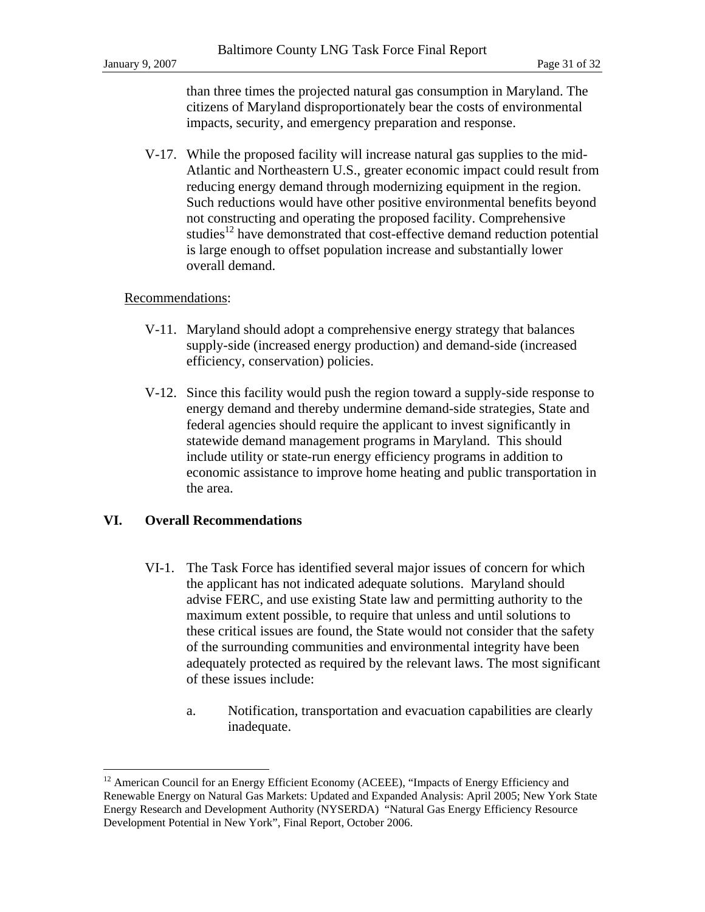than three times the projected natural gas consumption in Maryland. The citizens of Maryland disproportionately bear the costs of environmental impacts, security, and emergency preparation and response.

V-17. While the proposed facility will increase natural gas supplies to the mid-Atlantic and Northeastern U.S., greater economic impact could result from reducing energy demand through modernizing equipment in the region. Such reductions would have other positive environmental benefits beyond not constructing and operating the proposed facility. Comprehensive studies[12] have demonstrated that cost-effective demand reduction potential is large enough to offset population increase and substantially lower overall demand.

Recommendations:

V-11. Maryland should adopt a comprehensive energy strategy that balances supply-side (increased energy production) and demand-side (increased efficiency, conservation) policies.

V-12. Since this facility would push the region toward a supply-side response to energy demand and thereby undermine demand-side strategies, State and federal agencies should require the applicant to invest significantly in statewide demand management programs in Maryland. This should include utility or state-run energy efficiency programs in addition to economic assistance to improve home heating and public transportation in the area.

## VI. Overall Recommendations

VI-1. The Task Force has identified several major issues of concern for which the applicant has not indicated adequate solutions. Maryland should advise FERC, and use existing State law and permitting authority to the maximum extent possible, to require that unless and until solutions to these critical issues are found, the State would not consider that the safety of the surrounding communities and environmental integrity have been adequately protected as required by the relevant laws. The most significant of these issues include:

a. Notification, transportation and evacuation capabilities are clearly inadequate.

---

[12] American Council for an Energy Efficient Economy (ACEEE), "Impacts of Energy Efficiency and Renewable Energy on Natural Gas Markets: Updated and Expanded Analysis: April 2005; New York State Energy Research and Development Authority (NYSERDA) "Natural Gas Energy Efficiency Resource Development Potential in New York", Final Report, October 2006.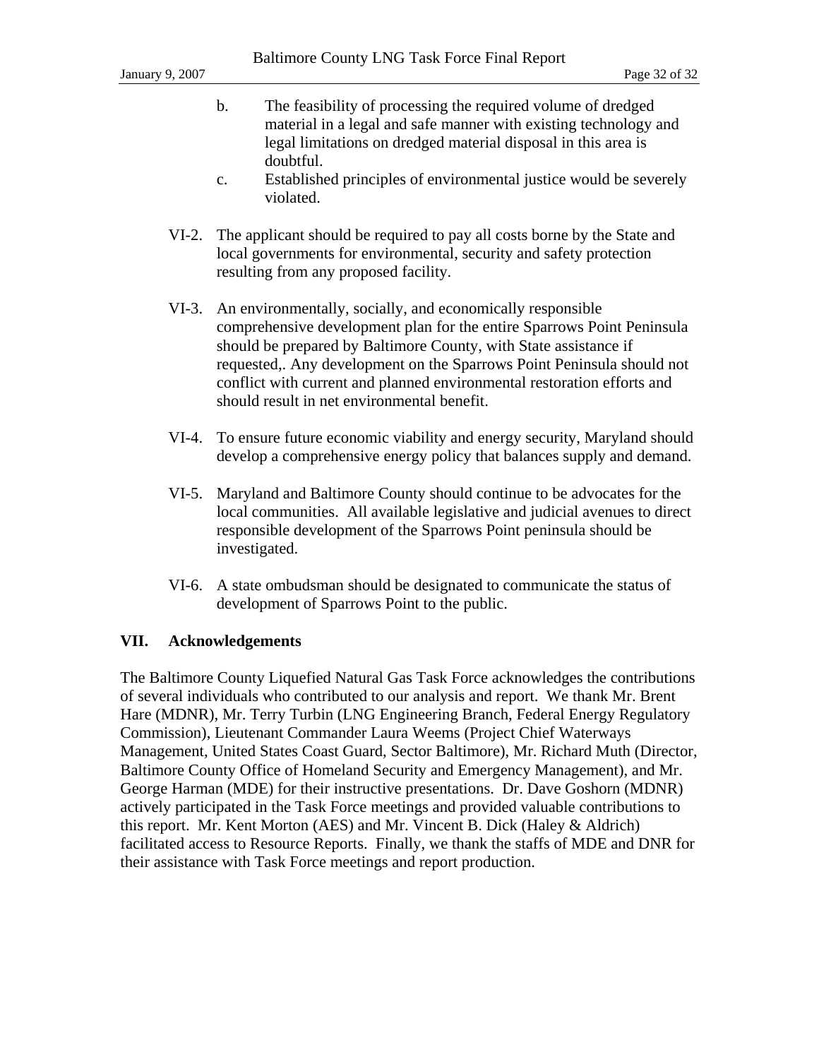b. The feasibility of processing the required volume of dredged material in a legal and safe manner with existing technology and legal limitations on dredged material disposal in this area is doubtful.

c. Established principles of environmental justice would be severely violated.

VI-2. The applicant should be required to pay all costs borne by the State and local governments for environmental, security and safety protection resulting from any proposed facility.

VI-3. An environmentally, socially, and economically responsible comprehensive development plan for the entire Sparrows Point Peninsula should be prepared by Baltimore County, with State assistance if requested,. Any development on the Sparrows Point Peninsula should not conflict with current and planned environmental restoration efforts and should result in net environmental benefit.

VI-4. To ensure future economic viability and energy security, Maryland should develop a comprehensive energy policy that balances supply and demand.

VI-5. Maryland and Baltimore County should continue to be advocates for the local communities. All available legislative and judicial avenues to direct responsible development of the Sparrows Point peninsula should be investigated.

VI-6. A state ombudsman should be designated to communicate the status of development of Sparrows Point to the public.

## VII. Acknowledgements

The Baltimore County Liquefied Natural Gas Task Force acknowledges the contributions of several individuals who contributed to our analysis and report. We thank Mr. Brent Hare (MDNR), Mr. Terry Turbin (LNG Engineering Branch, Federal Energy Regulatory Commission), Lieutenant Commander Laura Weems (Project Chief Waterways Management, United States Coast Guard, Sector Baltimore), Mr. Richard Muth (Director, Baltimore County Office of Homeland Security and Emergency Management), and Mr. George Harman (MDE) for their instructive presentations. Dr. Dave Goshorn (MDNR) actively participated in the Task Force meetings and provided valuable contributions to this report. Mr. Kent Morton (AES) and Mr. Vincent B. Dick (Haley & Aldrich) facilitated access to Resource Reports. Finally, we thank the staffs of MDE and DNR for their assistance with Task Force meetings and report production.